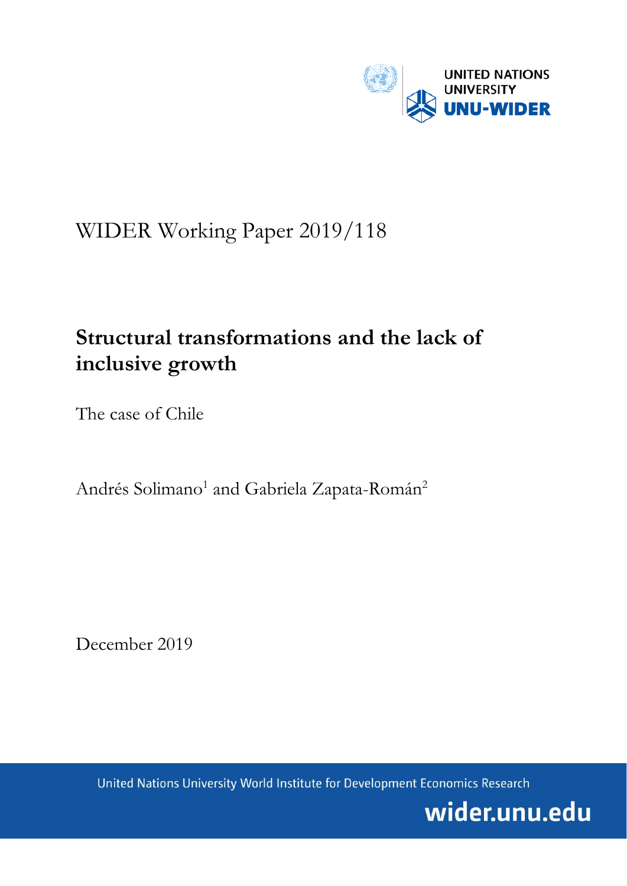UNITED NATIONS UNIVERSITY

UNU-WIDER

WIDER Working Paper 2019/118

# Structural transformations and the lack of inclusive growth

The case of Chile

Andrés Solimano[1] and Gabriela Zapata-Román[2]

December 2019

United Nations University World Institute for Development Economics Research

wider.unu.edu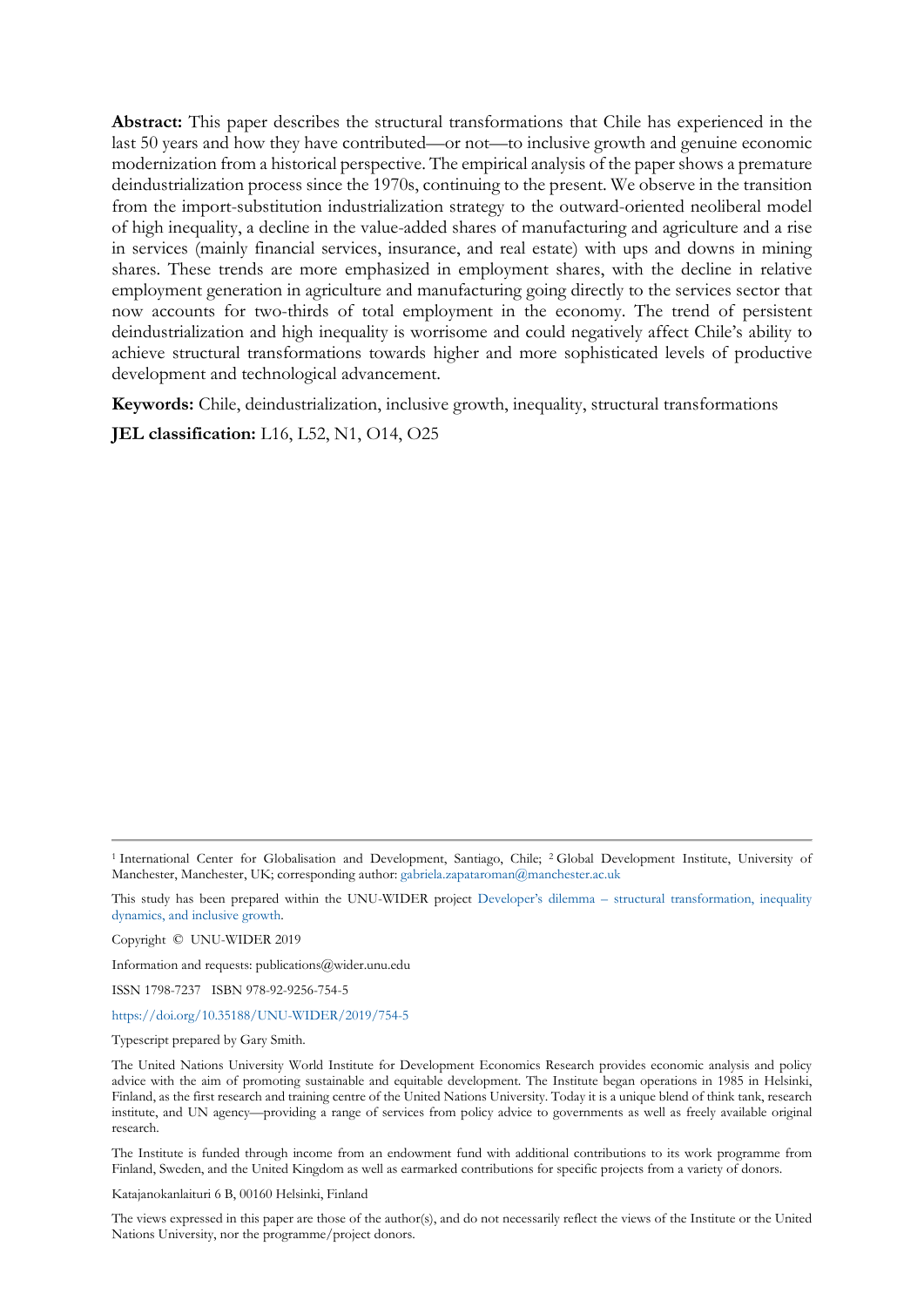**Abstract:** This paper describes the structural transformations that Chile has experienced in the last 50 years and how they have contributed—or not—to inclusive growth and genuine economic modernization from a historical perspective. The empirical analysis of the paper shows a premature deindustrialization process since the 1970s, continuing to the present. We observe in the transition from the import-substitution industrialization strategy to the outward-oriented neoliberal model of high inequality, a decline in the value-added shares of manufacturing and agriculture and a rise in services (mainly financial services, insurance, and real estate) with ups and downs in mining shares. These trends are more emphasized in employment shares, with the decline in relative employment generation in agriculture and manufacturing going directly to the services sector that now accounts for two-thirds of total employment in the economy. The trend of persistent deindustrialization and high inequality is worrisome and could negatively affect Chile's ability to achieve structural transformations towards higher and more sophisticated levels of productive development and technological advancement.

**Keywords:** Chile, deindustrialization, inclusive growth, inequality, structural transformations

**JEL classification:** L16, L52, N1, O14, O25

---

[1] International Center for Globalisation and Development, Santiago, Chile; [2] Global Development Institute, University of Manchester, Manchester, UK; corresponding author: gabriela.zapataroman@manchester.ac.uk

This study has been prepared within the UNU-WIDER project Developer's dilemma – structural transformation, inequality dynamics, and inclusive growth.

Copyright © UNU-WIDER 2019

Information and requests: publications@wider.unu.edu

ISSN 1798-7237 ISBN 978-92-9256-754-5

https://doi.org/10.35188/UNU-WIDER/2019/754-5

Typescript prepared by Gary Smith.

The United Nations University World Institute for Development Economics Research provides economic analysis and policy advice with the aim of promoting sustainable and equitable development. The Institute began operations in 1985 in Helsinki, Finland, as the first research and training centre of the United Nations University. Today it is a unique blend of think tank, research institute, and UN agency—providing a range of services from policy advice to governments as well as freely available original research.

The Institute is funded through income from an endowment fund with additional contributions to its work programme from Finland, Sweden, and the United Kingdom as well as earmarked contributions for specific projects from a variety of donors.

Katajanokanlaituri 6 B, 00160 Helsinki, Finland

The views expressed in this paper are those of the author(s), and do not necessarily reflect the views of the Institute or the United Nations University, nor the programme/project donors.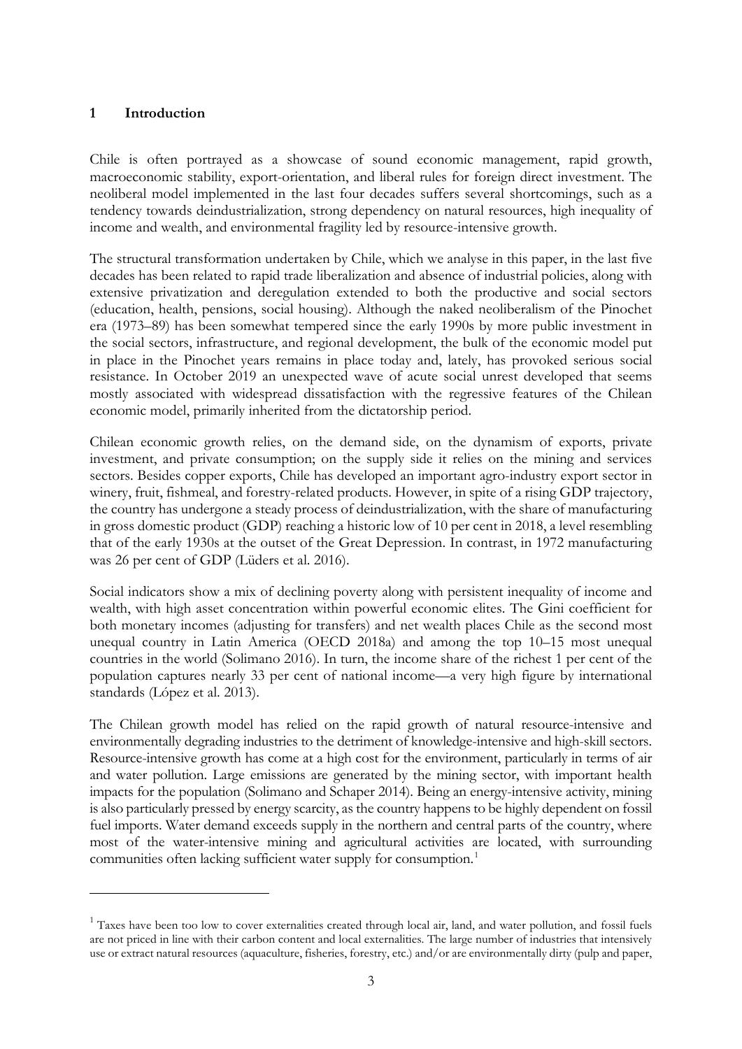## 1 Introduction

Chile is often portrayed as a showcase of sound economic management, rapid growth, macroeconomic stability, export-orientation, and liberal rules for foreign direct investment. The neoliberal model implemented in the last four decades suffers several shortcomings, such as a tendency towards deindustrialization, strong dependency on natural resources, high inequality of income and wealth, and environmental fragility led by resource-intensive growth.

The structural transformation undertaken by Chile, which we analyse in this paper, in the last five decades has been related to rapid trade liberalization and absence of industrial policies, along with extensive privatization and deregulation extended to both the productive and social sectors (education, health, pensions, social housing). Although the naked neoliberalism of the Pinochet era (1973–89) has been somewhat tempered since the early 1990s by more public investment in the social sectors, infrastructure, and regional development, the bulk of the economic model put in place in the Pinochet years remains in place today and, lately, has provoked serious social resistance. In October 2019 an unexpected wave of acute social unrest developed that seems mostly associated with widespread dissatisfaction with the regressive features of the Chilean economic model, primarily inherited from the dictatorship period.

Chilean economic growth relies, on the demand side, on the dynamism of exports, private investment, and private consumption; on the supply side it relies on the mining and services sectors. Besides copper exports, Chile has developed an important agro-industry export sector in winery, fruit, fishmeal, and forestry-related products. However, in spite of a rising GDP trajectory, the country has undergone a steady process of deindustrialization, with the share of manufacturing in gross domestic product (GDP) reaching a historic low of 10 per cent in 2018, a level resembling that of the early 1930s at the outset of the Great Depression. In contrast, in 1972 manufacturing was 26 per cent of GDP (Lüders et al. 2016).

Social indicators show a mix of declining poverty along with persistent inequality of income and wealth, with high asset concentration within powerful economic elites. The Gini coefficient for both monetary incomes (adjusting for transfers) and net wealth places Chile as the second most unequal country in Latin America (OECD 2018a) and among the top 10–15 most unequal countries in the world (Solimano 2016). In turn, the income share of the richest 1 per cent of the population captures nearly 33 per cent of national income—a very high figure by international standards (López et al. 2013).

The Chilean growth model has relied on the rapid growth of natural resource-intensive and environmentally degrading industries to the detriment of knowledge-intensive and high-skill sectors. Resource-intensive growth has come at a high cost for the environment, particularly in terms of air and water pollution. Large emissions are generated by the mining sector, with important health impacts for the population (Solimano and Schaper 2014). Being an energy-intensive activity, mining is also particularly pressed by energy scarcity, as the country happens to be highly dependent on fossil fuel imports. Water demand exceeds supply in the northern and central parts of the country, where most of the water-intensive mining and agricultural activities are located, with surrounding communities often lacking sufficient water supply for consumption.[1]

[1] Taxes have been too low to cover externalities created through local air, land, and water pollution, and fossil fuels are not priced in line with their carbon content and local externalities. The large number of industries that intensively use or extract natural resources (aquaculture, fisheries, forestry, etc.) and/or are environmentally dirty (pulp and paper,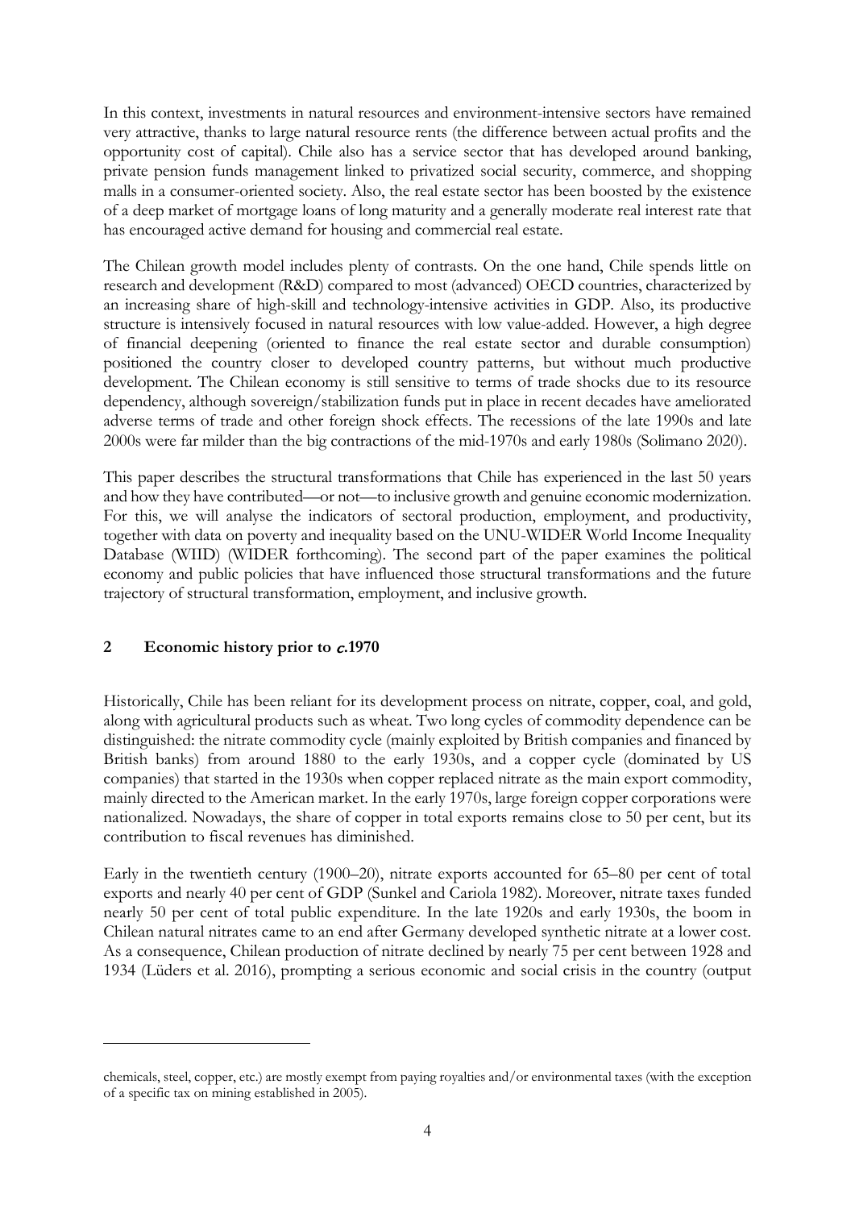In this context, investments in natural resources and environment-intensive sectors have remained very attractive, thanks to large natural resource rents (the difference between actual profits and the opportunity cost of capital). Chile also has a service sector that has developed around banking, private pension funds management linked to privatized social security, commerce, and shopping malls in a consumer-oriented society. Also, the real estate sector has been boosted by the existence of a deep market of mortgage loans of long maturity and a generally moderate real interest rate that has encouraged active demand for housing and commercial real estate.

The Chilean growth model includes plenty of contrasts. On the one hand, Chile spends little on research and development (R&D) compared to most (advanced) OECD countries, characterized by an increasing share of high-skill and technology-intensive activities in GDP. Also, its productive structure is intensively focused in natural resources with low value-added. However, a high degree of financial deepening (oriented to finance the real estate sector and durable consumption) positioned the country closer to developed country patterns, but without much productive development. The Chilean economy is still sensitive to terms of trade shocks due to its resource dependency, although sovereign/stabilization funds put in place in recent decades have ameliorated adverse terms of trade and other foreign shock effects. The recessions of the late 1990s and late 2000s were far milder than the big contractions of the mid-1970s and early 1980s (Solimano 2020).

This paper describes the structural transformations that Chile has experienced in the last 50 years and how they have contributed—or not—to inclusive growth and genuine economic modernization. For this, we will analyse the indicators of sectoral production, employment, and productivity, together with data on poverty and inequality based on the UNU-WIDER World Income Inequality Database (WIID) (WIDER forthcoming). The second part of the paper examines the political economy and public policies that have influenced those structural transformations and the future trajectory of structural transformation, employment, and inclusive growth.

## 2 Economic history prior to *c.*1970

Historically, Chile has been reliant for its development process on nitrate, copper, coal, and gold, along with agricultural products such as wheat. Two long cycles of commodity dependence can be distinguished: the nitrate commodity cycle (mainly exploited by British companies and financed by British banks) from around 1880 to the early 1930s, and a copper cycle (dominated by US companies) that started in the 1930s when copper replaced nitrate as the main export commodity, mainly directed to the American market. In the early 1970s, large foreign copper corporations were nationalized. Nowadays, the share of copper in total exports remains close to 50 per cent, but its contribution to fiscal revenues has diminished.

Early in the twentieth century (1900–20), nitrate exports accounted for 65–80 per cent of total exports and nearly 40 per cent of GDP (Sunkel and Cariola 1982). Moreover, nitrate taxes funded nearly 50 per cent of total public expenditure. In the late 1920s and early 1930s, the boom in Chilean natural nitrates came to an end after Germany developed synthetic nitrate at a lower cost. As a consequence, Chilean production of nitrate declined by nearly 75 per cent between 1928 and 1934 (Lüders et al. 2016), prompting a serious economic and social crisis in the country (output

---

chemicals, steel, copper, etc.) are mostly exempt from paying royalties and/or environmental taxes (with the exception of a specific tax on mining established in 2005).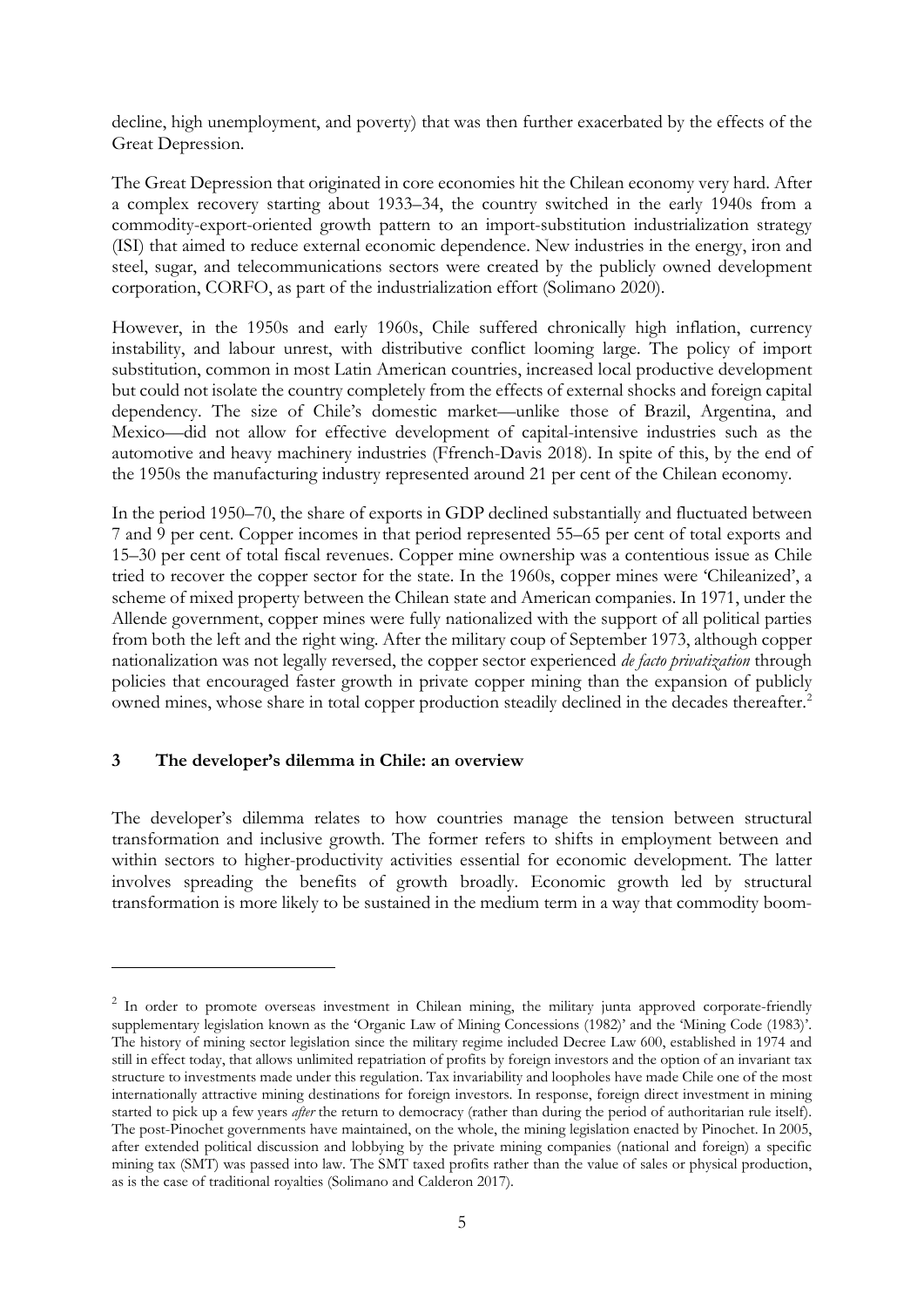decline, high unemployment, and poverty) that was then further exacerbated by the effects of the Great Depression.

The Great Depression that originated in core economies hit the Chilean economy very hard. After a complex recovery starting about 1933–34, the country switched in the early 1940s from a commodity-export-oriented growth pattern to an import-substitution industrialization strategy (ISI) that aimed to reduce external economic dependence. New industries in the energy, iron and steel, sugar, and telecommunications sectors were created by the publicly owned development corporation, CORFO, as part of the industrialization effort (Solimano 2020).

However, in the 1950s and early 1960s, Chile suffered chronically high inflation, currency instability, and labour unrest, with distributive conflict looming large. The policy of import substitution, common in most Latin American countries, increased local productive development but could not isolate the country completely from the effects of external shocks and foreign capital dependency. The size of Chile's domestic market—unlike those of Brazil, Argentina, and Mexico—did not allow for effective development of capital-intensive industries such as the automotive and heavy machinery industries (Ffrench-Davis 2018). In spite of this, by the end of the 1950s the manufacturing industry represented around 21 per cent of the Chilean economy.

In the period 1950–70, the share of exports in GDP declined substantially and fluctuated between 7 and 9 per cent. Copper incomes in that period represented 55–65 per cent of total exports and 15–30 per cent of total fiscal revenues. Copper mine ownership was a contentious issue as Chile tried to recover the copper sector for the state. In the 1960s, copper mines were 'Chileanized', a scheme of mixed property between the Chilean state and American companies. In 1971, under the Allende government, copper mines were fully nationalized with the support of all political parties from both the left and the right wing. After the military coup of September 1973, although copper nationalization was not legally reversed, the copper sector experienced *de facto privatization* through policies that encouraged faster growth in private copper mining than the expansion of publicly owned mines, whose share in total copper production steadily declined in the decades thereafter.[2]

## 3 The developer's dilemma in Chile: an overview

The developer's dilemma relates to how countries manage the tension between structural transformation and inclusive growth. The former refers to shifts in employment between and within sectors to higher-productivity activities essential for economic development. The latter involves spreading the benefits of growth broadly. Economic growth led by structural transformation is more likely to be sustained in the medium term in a way that commodity boom-

---

[2] In order to promote overseas investment in Chilean mining, the military junta approved corporate-friendly supplementary legislation known as the 'Organic Law of Mining Concessions (1982)' and the 'Mining Code (1983)'. The history of mining sector legislation since the military regime included Decree Law 600, established in 1974 and still in effect today, that allows unlimited repatriation of profits by foreign investors and the option of an invariant tax structure to investments made under this regulation. Tax invariability and loopholes have made Chile one of the most internationally attractive mining destinations for foreign investors. In response, foreign direct investment in mining started to pick up a few years *after* the return to democracy (rather than during the period of authoritarian rule itself). The post-Pinochet governments have maintained, on the whole, the mining legislation enacted by Pinochet. In 2005, after extended political discussion and lobbying by the private mining companies (national and foreign) a specific mining tax (SMT) was passed into law. The SMT taxed profits rather than the value of sales or physical production, as is the case of traditional royalties (Solimano and Calderon 2017).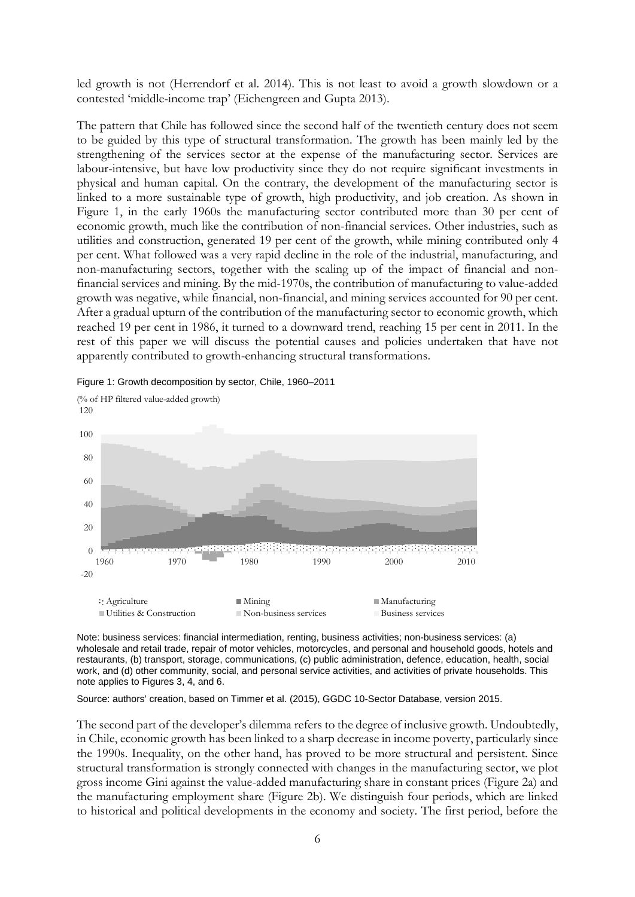led growth is not (Herrendorf et al. 2014). This is not least to avoid a growth slowdown or a contested 'middle-income trap' (Eichengreen and Gupta 2013).

The pattern that Chile has followed since the second half of the twentieth century does not seem to be guided by this type of structural transformation. The growth has been mainly led by the strengthening of the services sector at the expense of the manufacturing sector. Services are labour-intensive, but have low productivity since they do not require significant investments in physical and human capital. On the contrary, the development of the manufacturing sector is linked to a more sustainable type of growth, high productivity, and job creation. As shown in Figure 1, in the early 1960s the manufacturing sector contributed more than 30 per cent of economic growth, much like the contribution of non-financial services. Other industries, such as utilities and construction, generated 19 per cent of the growth, while mining contributed only 4 per cent. What followed was a very rapid decline in the role of the industrial, manufacturing, and non-manufacturing sectors, together with the scaling up of the impact of financial and non-financial services and mining. By the mid-1970s, the contribution of manufacturing to value-added growth was negative, while financial, non-financial, and mining services accounted for 90 per cent. After a gradual upturn of the contribution of the manufacturing sector to economic growth, which reached 19 per cent in 1986, it turned to a downward trend, reaching 15 per cent in 2011. In the rest of this paper we will discuss the potential causes and policies undertaken that have not apparently contributed to growth-enhancing structural transformations.

Figure 1: Growth decomposition by sector, Chile, 1960–2011

Note: business services: financial intermediation, renting, business activities; non-business services: (a) wholesale and retail trade, repair of motor vehicles, motorcycles, and personal and household goods, hotels and restaurants, (b) transport, storage, communications, (c) public administration, defence, education, health, social work, and (d) other community, social, and personal service activities, and activities of private households. This note applies to Figures 3, 4, and 6.

Source: authors' creation, based on Timmer et al. (2015), GGDC 10-Sector Database, version 2015.

The second part of the developer's dilemma refers to the degree of inclusive growth. Undoubtedly, in Chile, economic growth has been linked to a sharp decrease in income poverty, particularly since the 1990s. Inequality, on the other hand, has proved to be more structural and persistent. Since structural transformation is strongly connected with changes in the manufacturing sector, we plot gross income Gini against the value-added manufacturing share in constant prices (Figure 2a) and the manufacturing employment share (Figure 2b). We distinguish four periods, which are linked to historical and political developments in the economy and society. The first period, before the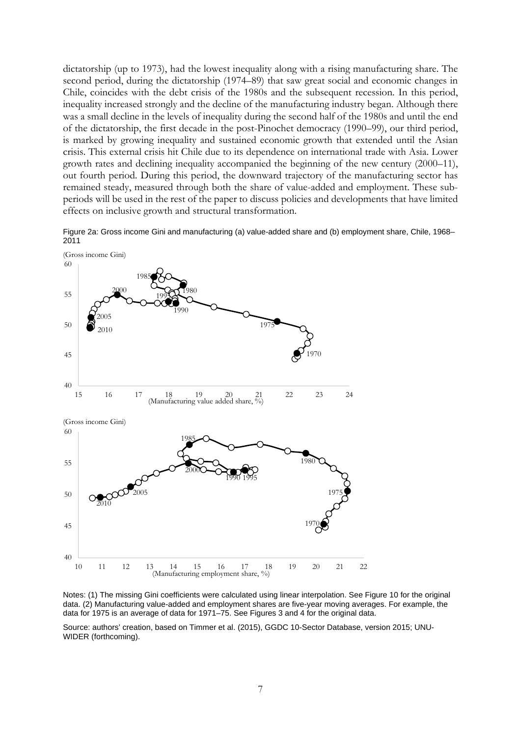dictatorship (up to 1973), had the lowest inequality along with a rising manufacturing share. The second period, during the dictatorship (1974–89) that saw great social and economic changes in Chile, coincides with the debt crisis of the 1980s and the subsequent recession. In this period, inequality increased strongly and the decline of the manufacturing industry began. Although there was a small decline in the levels of inequality during the second half of the 1980s and until the end of the dictatorship, the first decade in the post-Pinochet democracy (1990–99), our third period, is marked by growing inequality and sustained economic growth that extended until the Asian crisis. This external crisis hit Chile due to its dependence on international trade with Asia. Lower growth rates and declining inequality accompanied the beginning of the new century (2000–11), out fourth period. During this period, the downward trajectory of the manufacturing sector has remained steady, measured through both the share of value-added and employment. These sub-periods will be used in the rest of the paper to discuss policies and developments that have limited effects on inclusive growth and structural transformation.

Figure 2a: Gross income Gini and manufacturing (a) value-added share and (b) employment share, Chile, 1968–2011

Notes: (1) The missing Gini coefficients were calculated using linear interpolation. See Figure 10 for the original data. (2) Manufacturing value-added and employment shares are five-year moving averages. For example, the data for 1975 is an average of data for 1971–75. See Figures 3 and 4 for the original data.

Source: authors' creation, based on Timmer et al. (2015), GGDC 10-Sector Database, version 2015; UNU-WIDER (forthcoming).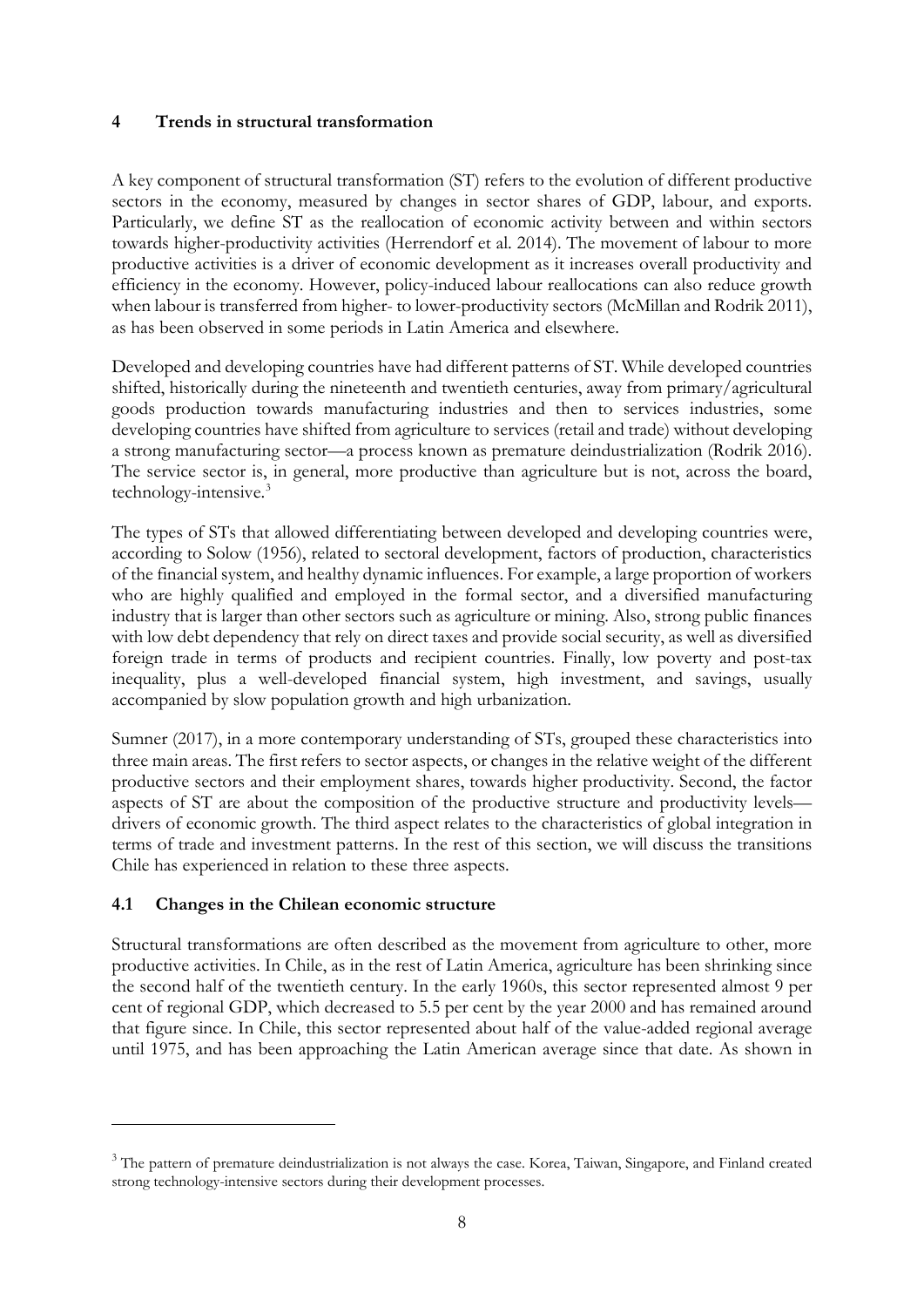## 4 Trends in structural transformation

A key component of structural transformation (ST) refers to the evolution of different productive sectors in the economy, measured by changes in sector shares of GDP, labour, and exports. Particularly, we define ST as the reallocation of economic activity between and within sectors towards higher-productivity activities (Herrendorf et al. 2014). The movement of labour to more productive activities is a driver of economic development as it increases overall productivity and efficiency in the economy. However, policy-induced labour reallocations can also reduce growth when labour is transferred from higher- to lower-productivity sectors (McMillan and Rodrik 2011), as has been observed in some periods in Latin America and elsewhere.

Developed and developing countries have had different patterns of ST. While developed countries shifted, historically during the nineteenth and twentieth centuries, away from primary/agricultural goods production towards manufacturing industries and then to services industries, some developing countries have shifted from agriculture to services (retail and trade) without developing a strong manufacturing sector—a process known as premature deindustrialization (Rodrik 2016). The service sector is, in general, more productive than agriculture but is not, across the board, technology-intensive.[3]

The types of STs that allowed differentiating between developed and developing countries were, according to Solow (1956), related to sectoral development, factors of production, characteristics of the financial system, and healthy dynamic influences. For example, a large proportion of workers who are highly qualified and employed in the formal sector, and a diversified manufacturing industry that is larger than other sectors such as agriculture or mining. Also, strong public finances with low debt dependency that rely on direct taxes and provide social security, as well as diversified foreign trade in terms of products and recipient countries. Finally, low poverty and post-tax inequality, plus a well-developed financial system, high investment, and savings, usually accompanied by slow population growth and high urbanization.

Sumner (2017), in a more contemporary understanding of STs, grouped these characteristics into three main areas. The first refers to sector aspects, or changes in the relative weight of the different productive sectors and their employment shares, towards higher productivity. Second, the factor aspects of ST are about the composition of the productive structure and productivity levels—drivers of economic growth. The third aspect relates to the characteristics of global integration in terms of trade and investment patterns. In the rest of this section, we will discuss the transitions Chile has experienced in relation to these three aspects.

### 4.1 Changes in the Chilean economic structure

Structural transformations are often described as the movement from agriculture to other, more productive activities. In Chile, as in the rest of Latin America, agriculture has been shrinking since the second half of the twentieth century. In the early 1960s, this sector represented almost 9 per cent of regional GDP, which decreased to 5.5 per cent by the year 2000 and has remained around that figure since. In Chile, this sector represented about half of the value-added regional average until 1975, and has been approaching the Latin American average since that date. As shown in

---

[3] The pattern of premature deindustrialization is not always the case. Korea, Taiwan, Singapore, and Finland created strong technology-intensive sectors during their development processes.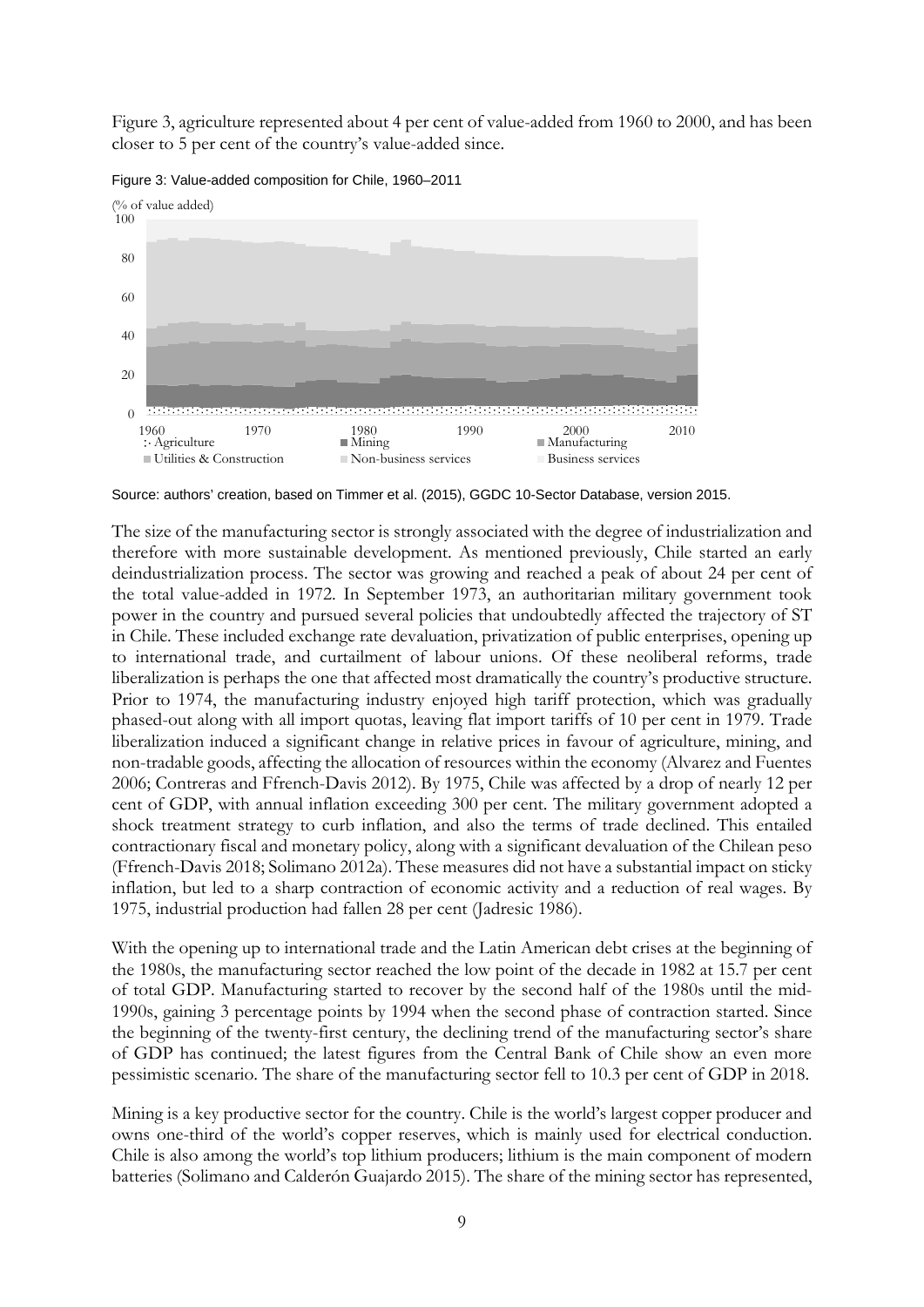Figure 3, agriculture represented about 4 per cent of value-added from 1960 to 2000, and has been closer to 5 per cent of the country's value-added since.

Figure 3: Value-added composition for Chile, 1960–2011

Source: authors' creation, based on Timmer et al. (2015), GGDC 10-Sector Database, version 2015.

The size of the manufacturing sector is strongly associated with the degree of industrialization and therefore with more sustainable development. As mentioned previously, Chile started an early deindustrialization process. The sector was growing and reached a peak of about 24 per cent of the total value-added in 1972. In September 1973, an authoritarian military government took power in the country and pursued several policies that undoubtedly affected the trajectory of ST in Chile. These included exchange rate devaluation, privatization of public enterprises, opening up to international trade, and curtailment of labour unions. Of these neoliberal reforms, trade liberalization is perhaps the one that affected most dramatically the country's productive structure. Prior to 1974, the manufacturing industry enjoyed high tariff protection, which was gradually phased-out along with all import quotas, leaving flat import tariffs of 10 per cent in 1979. Trade liberalization induced a significant change in relative prices in favour of agriculture, mining, and non-tradable goods, affecting the allocation of resources within the economy (Alvarez and Fuentes 2006; Contreras and Ffrench-Davis 2012). By 1975, Chile was affected by a drop of nearly 12 per cent of GDP, with annual inflation exceeding 300 per cent. The military government adopted a shock treatment strategy to curb inflation, and also the terms of trade declined. This entailed contractionary fiscal and monetary policy, along with a significant devaluation of the Chilean peso (Ffrench-Davis 2018; Solimano 2012a). These measures did not have a substantial impact on sticky inflation, but led to a sharp contraction of economic activity and a reduction of real wages. By 1975, industrial production had fallen 28 per cent (Jadresic 1986).

With the opening up to international trade and the Latin American debt crises at the beginning of the 1980s, the manufacturing sector reached the low point of the decade in 1982 at 15.7 per cent of total GDP. Manufacturing started to recover by the second half of the 1980s until the mid-1990s, gaining 3 percentage points by 1994 when the second phase of contraction started. Since the beginning of the twenty-first century, the declining trend of the manufacturing sector's share of GDP has continued; the latest figures from the Central Bank of Chile show an even more pessimistic scenario. The share of the manufacturing sector fell to 10.3 per cent of GDP in 2018.

Mining is a key productive sector for the country. Chile is the world's largest copper producer and owns one-third of the world's copper reserves, which is mainly used for electrical conduction. Chile is also among the world's top lithium producers; lithium is the main component of modern batteries (Solimano and Calderón Guajardo 2015). The share of the mining sector has represented,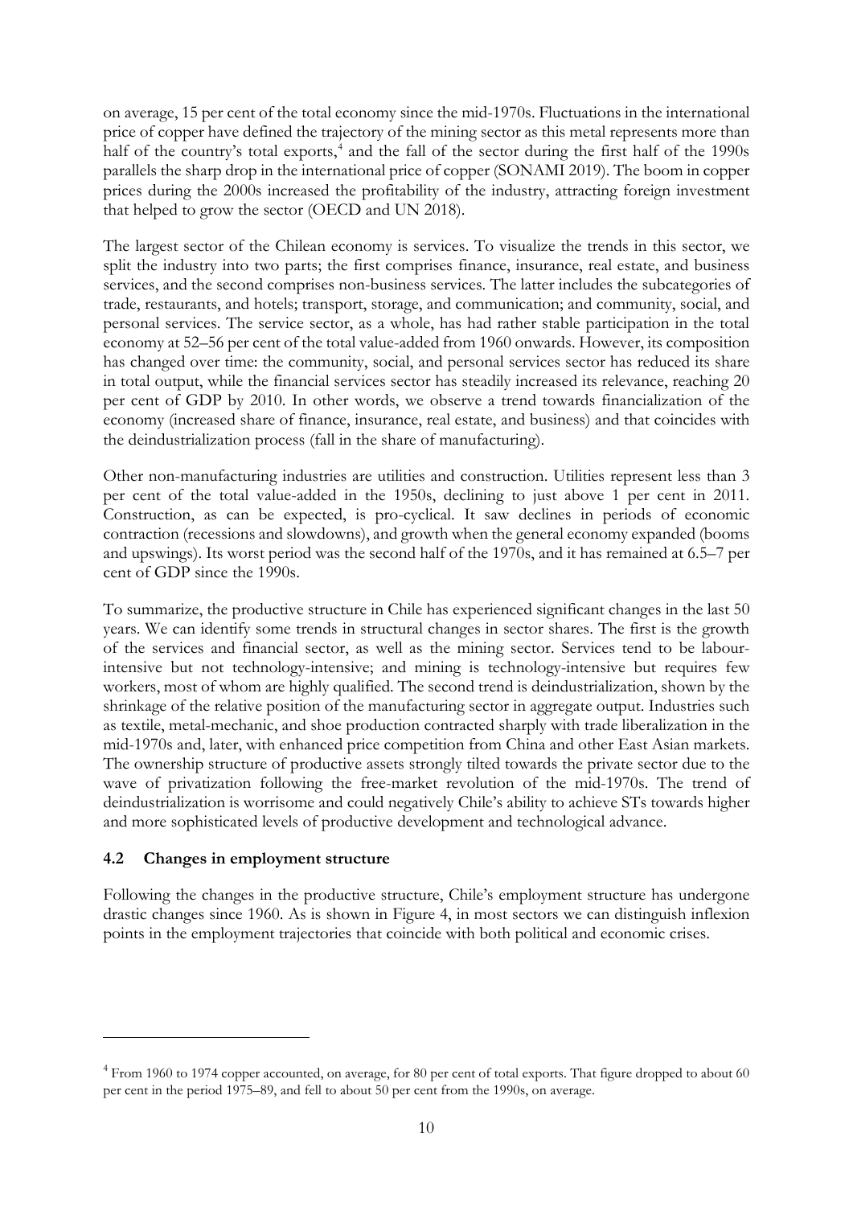on average, 15 per cent of the total economy since the mid-1970s. Fluctuations in the international price of copper have defined the trajectory of the mining sector as this metal represents more than half of the country's total exports,[4] and the fall of the sector during the first half of the 1990s parallels the sharp drop in the international price of copper (SONAMI 2019). The boom in copper prices during the 2000s increased the profitability of the industry, attracting foreign investment that helped to grow the sector (OECD and UN 2018).

The largest sector of the Chilean economy is services. To visualize the trends in this sector, we split the industry into two parts; the first comprises finance, insurance, real estate, and business services, and the second comprises non-business services. The latter includes the subcategories of trade, restaurants, and hotels; transport, storage, and communication; and community, social, and personal services. The service sector, as a whole, has had rather stable participation in the total economy at 52–56 per cent of the total value-added from 1960 onwards. However, its composition has changed over time: the community, social, and personal services sector has reduced its share in total output, while the financial services sector has steadily increased its relevance, reaching 20 per cent of GDP by 2010. In other words, we observe a trend towards financialization of the economy (increased share of finance, insurance, real estate, and business) and that coincides with the deindustrialization process (fall in the share of manufacturing).

Other non-manufacturing industries are utilities and construction. Utilities represent less than 3 per cent of the total value-added in the 1950s, declining to just above 1 per cent in 2011. Construction, as can be expected, is pro-cyclical. It saw declines in periods of economic contraction (recessions and slowdowns), and growth when the general economy expanded (booms and upswings). Its worst period was the second half of the 1970s, and it has remained at 6.5–7 per cent of GDP since the 1990s.

To summarize, the productive structure in Chile has experienced significant changes in the last 50 years. We can identify some trends in structural changes in sector shares. The first is the growth of the services and financial sector, as well as the mining sector. Services tend to be labour-intensive but not technology-intensive; and mining is technology-intensive but requires few workers, most of whom are highly qualified. The second trend is deindustrialization, shown by the shrinkage of the relative position of the manufacturing sector in aggregate output. Industries such as textile, metal-mechanic, and shoe production contracted sharply with trade liberalization in the mid-1970s and, later, with enhanced price competition from China and other East Asian markets. The ownership structure of productive assets strongly tilted towards the private sector due to the wave of privatization following the free-market revolution of the mid-1970s. The trend of deindustrialization is worrisome and could negatively Chile's ability to achieve STs towards higher and more sophisticated levels of productive development and technological advance.

### 4.2 Changes in employment structure

Following the changes in the productive structure, Chile's employment structure has undergone drastic changes since 1960. As is shown in Figure 4, in most sectors we can distinguish inflexion points in the employment trajectories that coincide with both political and economic crises.

---

[4] From 1960 to 1974 copper accounted, on average, for 80 per cent of total exports. That figure dropped to about 60 per cent in the period 1975–89, and fell to about 50 per cent from the 1990s, on average.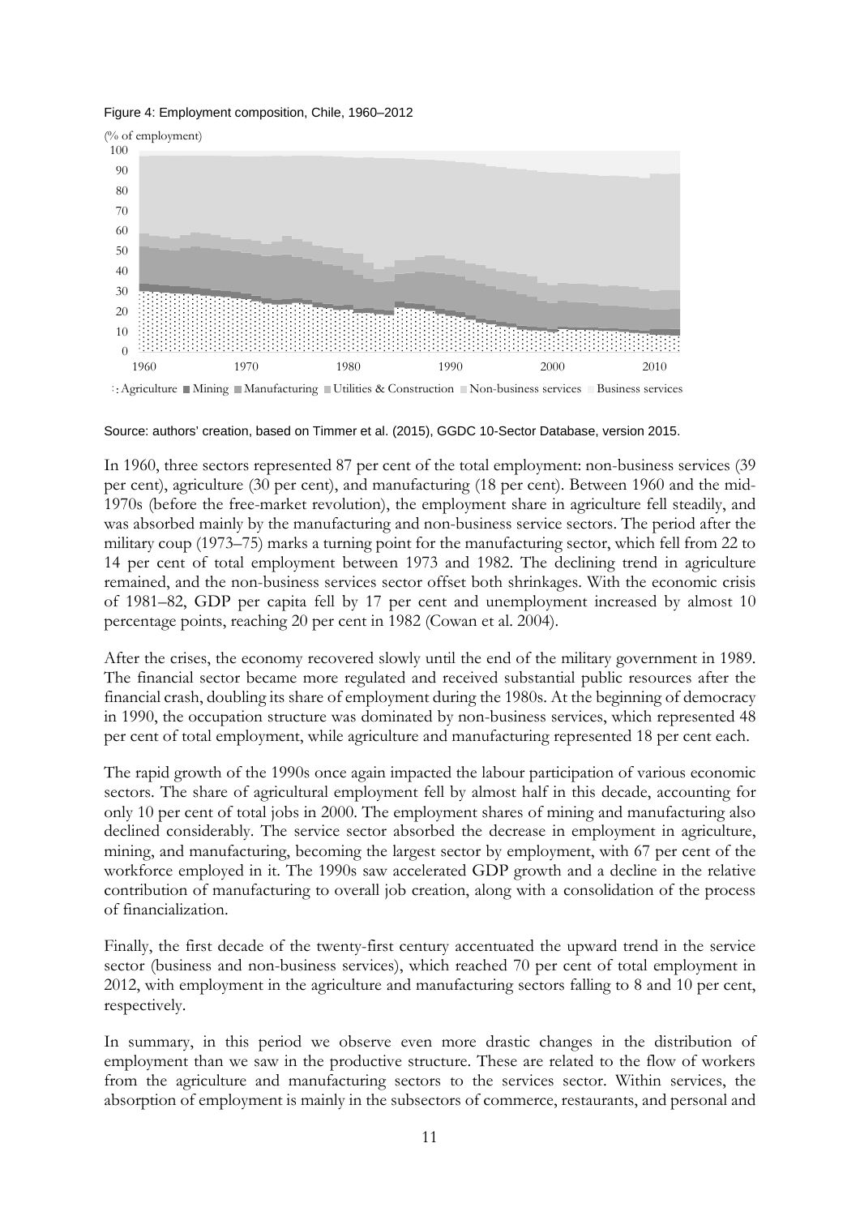Figure 4: Employment composition, Chile, 1960–2012

Source: authors' creation, based on Timmer et al. (2015), GGDC 10-Sector Database, version 2015.

In 1960, three sectors represented 87 per cent of the total employment: non-business services (39 per cent), agriculture (30 per cent), and manufacturing (18 per cent). Between 1960 and the mid-1970s (before the free-market revolution), the employment share in agriculture fell steadily, and was absorbed mainly by the manufacturing and non-business service sectors. The period after the military coup (1973–75) marks a turning point for the manufacturing sector, which fell from 22 to 14 per cent of total employment between 1973 and 1982. The declining trend in agriculture remained, and the non-business services sector offset both shrinkages. With the economic crisis of 1981–82, GDP per capita fell by 17 per cent and unemployment increased by almost 10 percentage points, reaching 20 per cent in 1982 (Cowan et al. 2004).

After the crises, the economy recovered slowly until the end of the military government in 1989. The financial sector became more regulated and received substantial public resources after the financial crash, doubling its share of employment during the 1980s. At the beginning of democracy in 1990, the occupation structure was dominated by non-business services, which represented 48 per cent of total employment, while agriculture and manufacturing represented 18 per cent each.

The rapid growth of the 1990s once again impacted the labour participation of various economic sectors. The share of agricultural employment fell by almost half in this decade, accounting for only 10 per cent of total jobs in 2000. The employment shares of mining and manufacturing also declined considerably. The service sector absorbed the decrease in employment in agriculture, mining, and manufacturing, becoming the largest sector by employment, with 67 per cent of the workforce employed in it. The 1990s saw accelerated GDP growth and a decline in the relative contribution of manufacturing to overall job creation, along with a consolidation of the process of financialization.

Finally, the first decade of the twenty-first century accentuated the upward trend in the service sector (business and non-business services), which reached 70 per cent of total employment in 2012, with employment in the agriculture and manufacturing sectors falling to 8 and 10 per cent, respectively.

In summary, in this period we observe even more drastic changes in the distribution of employment than we saw in the productive structure. These are related to the flow of workers from the agriculture and manufacturing sectors to the services sector. Within services, the absorption of employment is mainly in the subsectors of commerce, restaurants, and personal and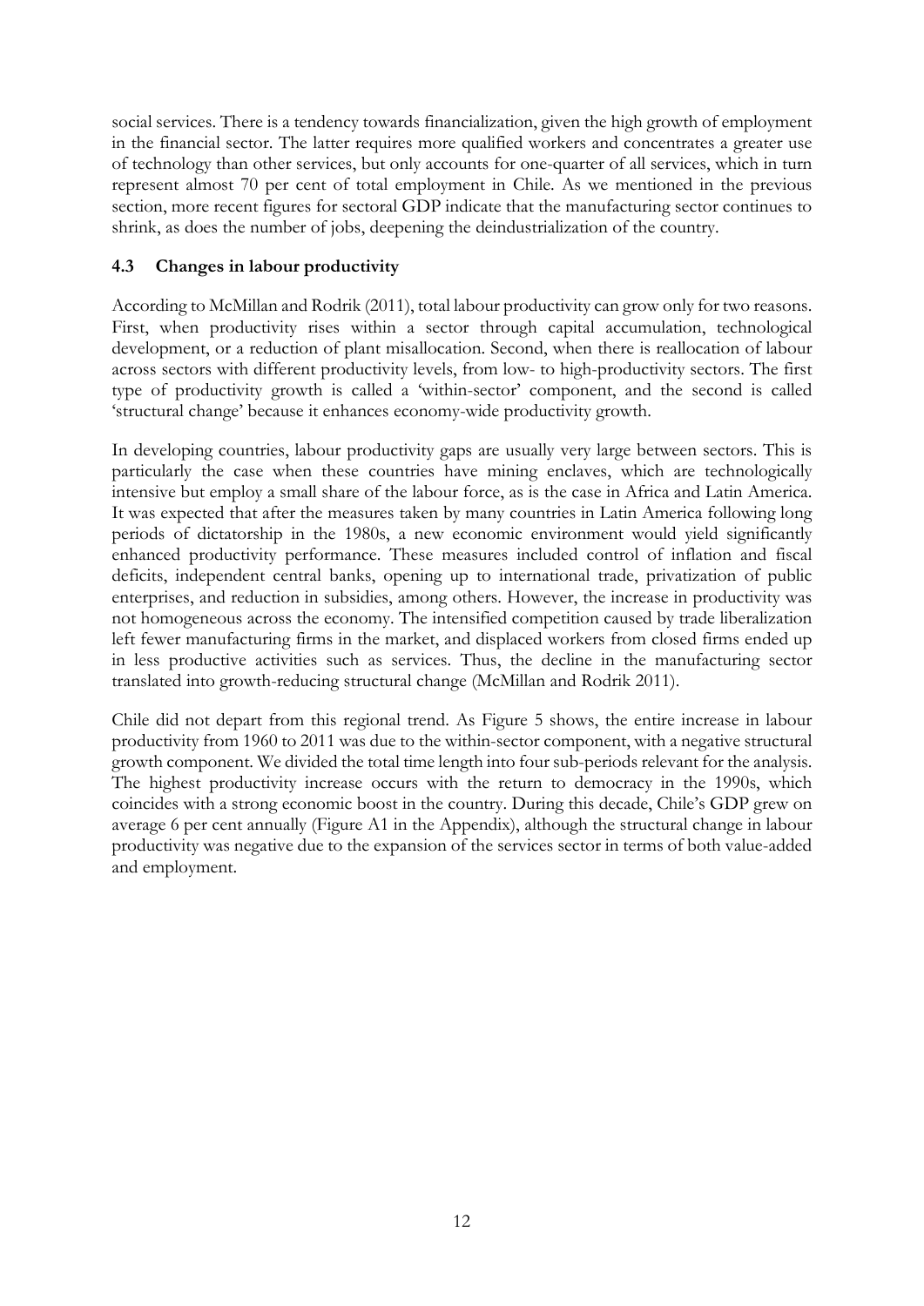social services. There is a tendency towards financialization, given the high growth of employment in the financial sector. The latter requires more qualified workers and concentrates a greater use of technology than other services, but only accounts for one-quarter of all services, which in turn represent almost 70 per cent of total employment in Chile. As we mentioned in the previous section, more recent figures for sectoral GDP indicate that the manufacturing sector continues to shrink, as does the number of jobs, deepening the deindustrialization of the country.

### 4.3 Changes in labour productivity

According to McMillan and Rodrik (2011), total labour productivity can grow only for two reasons. First, when productivity rises within a sector through capital accumulation, technological development, or a reduction of plant misallocation. Second, when there is reallocation of labour across sectors with different productivity levels, from low- to high-productivity sectors. The first type of productivity growth is called a 'within-sector' component, and the second is called 'structural change' because it enhances economy-wide productivity growth.

In developing countries, labour productivity gaps are usually very large between sectors. This is particularly the case when these countries have mining enclaves, which are technologically intensive but employ a small share of the labour force, as is the case in Africa and Latin America. It was expected that after the measures taken by many countries in Latin America following long periods of dictatorship in the 1980s, a new economic environment would yield significantly enhanced productivity performance. These measures included control of inflation and fiscal deficits, independent central banks, opening up to international trade, privatization of public enterprises, and reduction in subsidies, among others. However, the increase in productivity was not homogeneous across the economy. The intensified competition caused by trade liberalization left fewer manufacturing firms in the market, and displaced workers from closed firms ended up in less productive activities such as services. Thus, the decline in the manufacturing sector translated into growth-reducing structural change (McMillan and Rodrik 2011).

Chile did not depart from this regional trend. As Figure 5 shows, the entire increase in labour productivity from 1960 to 2011 was due to the within-sector component, with a negative structural growth component. We divided the total time length into four sub-periods relevant for the analysis. The highest productivity increase occurs with the return to democracy in the 1990s, which coincides with a strong economic boost in the country. During this decade, Chile's GDP grew on average 6 per cent annually (Figure A1 in the Appendix), although the structural change in labour productivity was negative due to the expansion of the services sector in terms of both value-added and employment.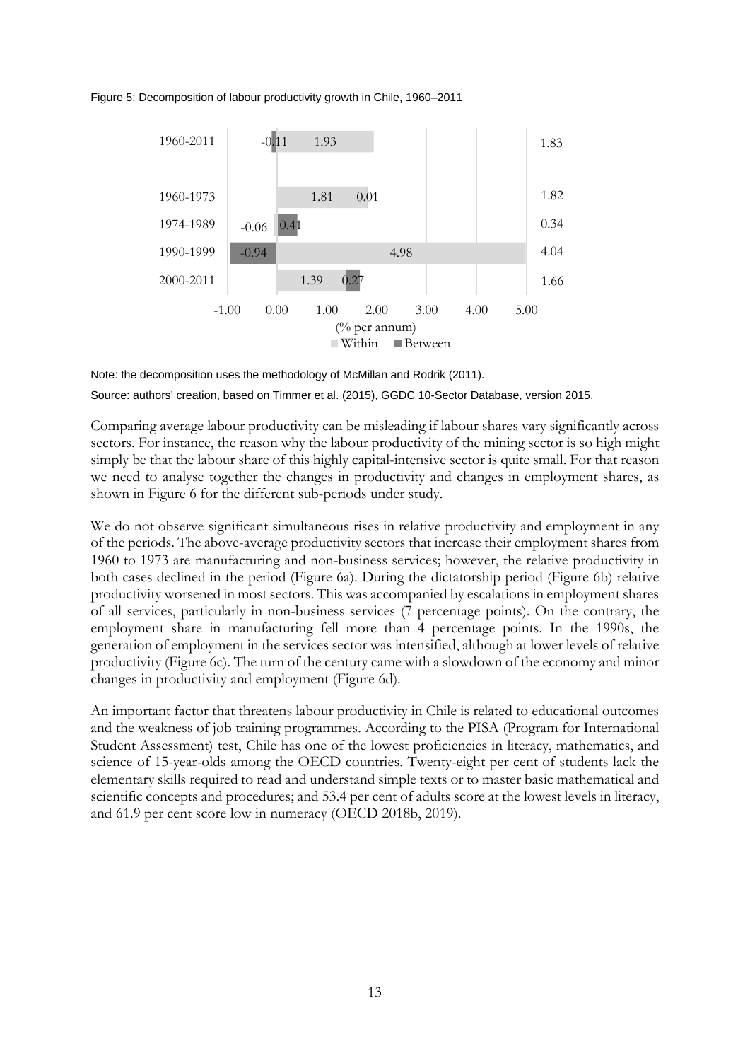Figure 5: Decomposition of labour productivity growth in Chile, 1960–2011

| Period | Within | Between | Total |
|---|---|---|---|
| 1960-2011 | 1.93 | -0.11 | 1.83 |
| 1960-1973 | 1.81 | 0.01 | 1.82 |
| 1974-1989 | -0.06 | 0.41 | 0.34 |
| 1990-1999 | 4.98 | -0.94 | 4.04 |
| 2000-2011 | 1.39 | 0.27 | 1.66 |

(% per annum)

Note: the decomposition uses the methodology of McMillan and Rodrik (2011).

Source: authors' creation, based on Timmer et al. (2015), GGDC 10-Sector Database, version 2015.

Comparing average labour productivity can be misleading if labour shares vary significantly across sectors. For instance, the reason why the labour productivity of the mining sector is so high might simply be that the labour share of this highly capital-intensive sector is quite small. For that reason we need to analyse together the changes in productivity and changes in employment shares, as shown in Figure 6 for the different sub-periods under study.

We do not observe significant simultaneous rises in relative productivity and employment in any of the periods. The above-average productivity sectors that increase their employment shares from 1960 to 1973 are manufacturing and non-business services; however, the relative productivity in both cases declined in the period (Figure 6a). During the dictatorship period (Figure 6b) relative productivity worsened in most sectors. This was accompanied by escalations in employment shares of all services, particularly in non-business services (7 percentage points). On the contrary, the employment share in manufacturing fell more than 4 percentage points. In the 1990s, the generation of employment in the services sector was intensified, although at lower levels of relative productivity (Figure 6c). The turn of the century came with a slowdown of the economy and minor changes in productivity and employment (Figure 6d).

An important factor that threatens labour productivity in Chile is related to educational outcomes and the weakness of job training programmes. According to the PISA (Program for International Student Assessment) test, Chile has one of the lowest proficiencies in literacy, mathematics, and science of 15-year-olds among the OECD countries. Twenty-eight per cent of students lack the elementary skills required to read and understand simple texts or to master basic mathematical and scientific concepts and procedures; and 53.4 per cent of adults score at the lowest levels in literacy, and 61.9 per cent score low in numeracy (OECD 2018b, 2019).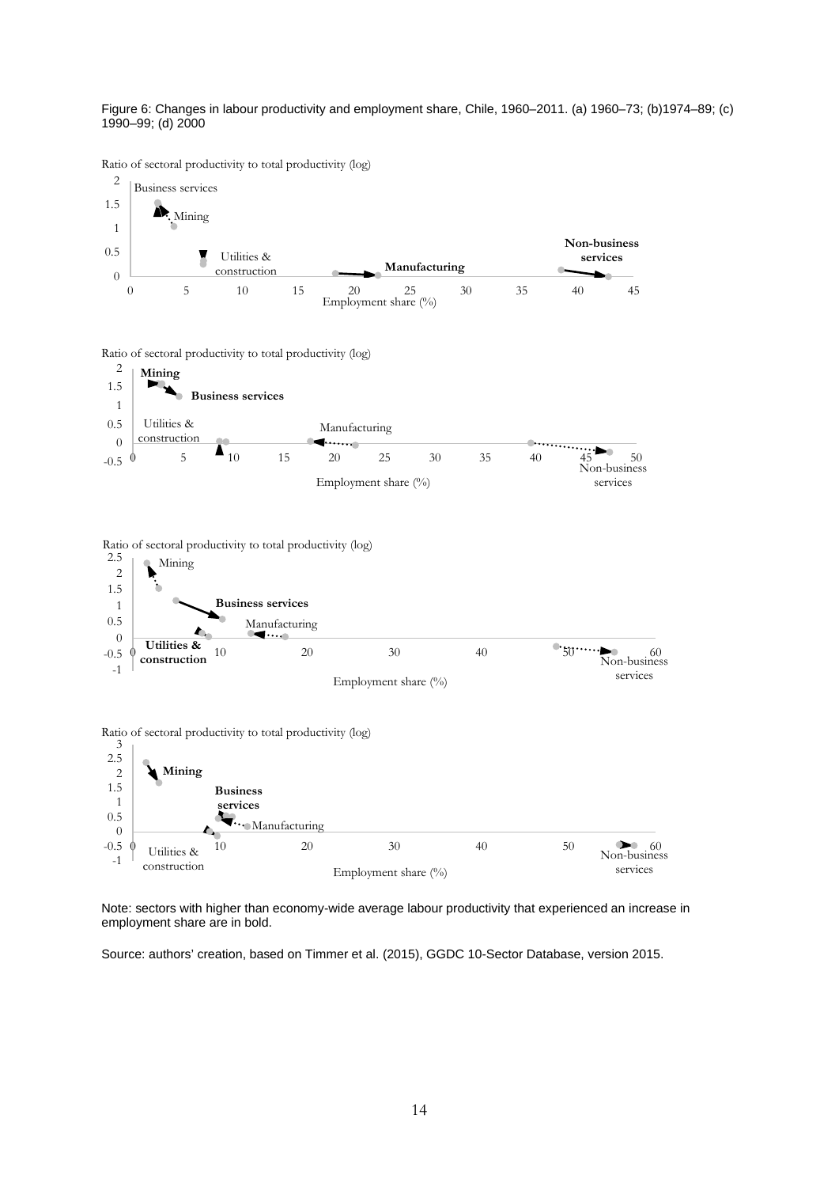Figure 6: Changes in labour productivity and employment share, Chile, 1960–2011. (a) 1960–73; (b)1974–89; (c) 1990–99; (d) 2000

Note: sectors with higher than economy-wide average labour productivity that experienced an increase in employment share are in bold.

Source: authors' creation, based on Timmer et al. (2015), GGDC 10-Sector Database, version 2015.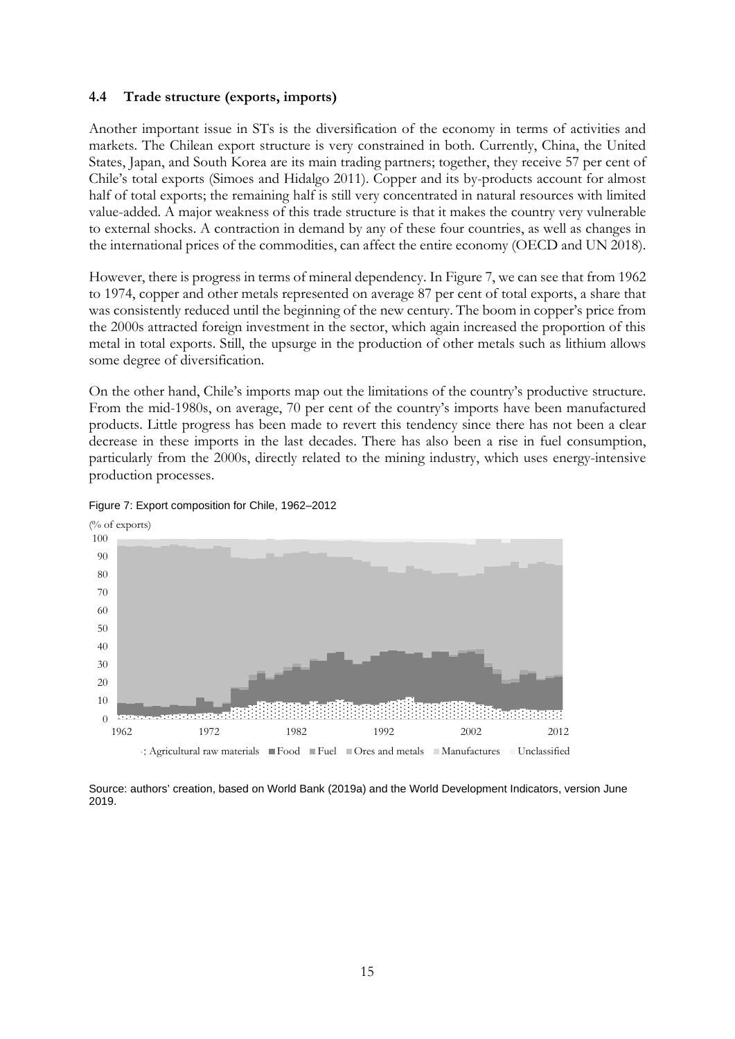### 4.4 Trade structure (exports, imports)

Another important issue in STs is the diversification of the economy in terms of activities and markets. The Chilean export structure is very constrained in both. Currently, China, the United States, Japan, and South Korea are its main trading partners; together, they receive 57 per cent of Chile's total exports (Simoes and Hidalgo 2011). Copper and its by-products account for almost half of total exports; the remaining half is still very concentrated in natural resources with limited value-added. A major weakness of this trade structure is that it makes the country very vulnerable to external shocks. A contraction in demand by any of these four countries, as well as changes in the international prices of the commodities, can affect the entire economy (OECD and UN 2018).

However, there is progress in terms of mineral dependency. In Figure 7, we can see that from 1962 to 1974, copper and other metals represented on average 87 per cent of total exports, a share that was consistently reduced until the beginning of the new century. The boom in copper's price from the 2000s attracted foreign investment in the sector, which again increased the proportion of this metal in total exports. Still, the upsurge in the production of other metals such as lithium allows some degree of diversification.

On the other hand, Chile's imports map out the limitations of the country's productive structure. From the mid-1980s, on average, 70 per cent of the country's imports have been manufactured products. Little progress has been made to revert this tendency since there has not been a clear decrease in these imports in the last decades. There has also been a rise in fuel consumption, particularly from the 2000s, directly related to the mining industry, which uses energy-intensive production processes.

Figure 7: Export composition for Chile, 1962–2012

Source: authors' creation, based on World Bank (2019a) and the World Development Indicators, version June 2019.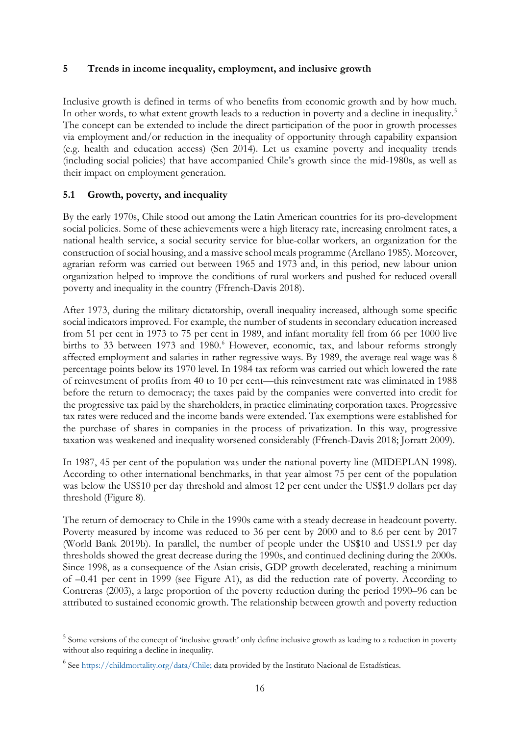## 5 Trends in income inequality, employment, and inclusive growth

Inclusive growth is defined in terms of who benefits from economic growth and by how much. In other words, to what extent growth leads to a reduction in poverty and a decline in inequality.[5] The concept can be extended to include the direct participation of the poor in growth processes via employment and/or reduction in the inequality of opportunity through capability expansion (e.g. health and education access) (Sen 2014). Let us examine poverty and inequality trends (including social policies) that have accompanied Chile's growth since the mid-1980s, as well as their impact on employment generation.

### 5.1 Growth, poverty, and inequality

By the early 1970s, Chile stood out among the Latin American countries for its pro-development social policies. Some of these achievements were a high literacy rate, increasing enrolment rates, a national health service, a social security service for blue-collar workers, an organization for the construction of social housing, and a massive school meals programme (Arellano 1985). Moreover, agrarian reform was carried out between 1965 and 1973 and, in this period, new labour union organization helped to improve the conditions of rural workers and pushed for reduced overall poverty and inequality in the country (Ffrench-Davis 2018).

After 1973, during the military dictatorship, overall inequality increased, although some specific social indicators improved. For example, the number of students in secondary education increased from 51 per cent in 1973 to 75 per cent in 1989, and infant mortality fell from 66 per 1000 live births to 33 between 1973 and 1980.[6] However, economic, tax, and labour reforms strongly affected employment and salaries in rather regressive ways. By 1989, the average real wage was 8 percentage points below its 1970 level. In 1984 tax reform was carried out which lowered the rate of reinvestment of profits from 40 to 10 per cent—this reinvestment rate was eliminated in 1988 before the return to democracy; the taxes paid by the companies were converted into credit for the progressive tax paid by the shareholders, in practice eliminating corporation taxes. Progressive tax rates were reduced and the income bands were extended. Tax exemptions were established for the purchase of shares in companies in the process of privatization. In this way, progressive taxation was weakened and inequality worsened considerably (Ffrench-Davis 2018; Jorratt 2009).

In 1987, 45 per cent of the population was under the national poverty line (MIDEPLAN 1998). According to other international benchmarks, in that year almost 75 per cent of the population was below the US$10 per day threshold and almost 12 per cent under the US$1.9 dollars per day threshold (Figure 8).

The return of democracy to Chile in the 1990s came with a steady decrease in headcount poverty. Poverty measured by income was reduced to 36 per cent by 2000 and to 8.6 per cent by 2017 (World Bank 2019b). In parallel, the number of people under the US$10 and US$1.9 per day thresholds showed the great decrease during the 1990s, and continued declining during the 2000s. Since 1998, as a consequence of the Asian crisis, GDP growth decelerated, reaching a minimum of –0.41 per cent in 1999 (see Figure A1), as did the reduction rate of poverty. According to Contreras (2003), a large proportion of the poverty reduction during the period 1990–96 can be attributed to sustained economic growth. The relationship between growth and poverty reduction

---

[5] Some versions of the concept of 'inclusive growth' only define inclusive growth as leading to a reduction in poverty without also requiring a decline in inequality.

[6] See https://childmortality.org/data/Chile; data provided by the Instituto Nacional de Estadísticas.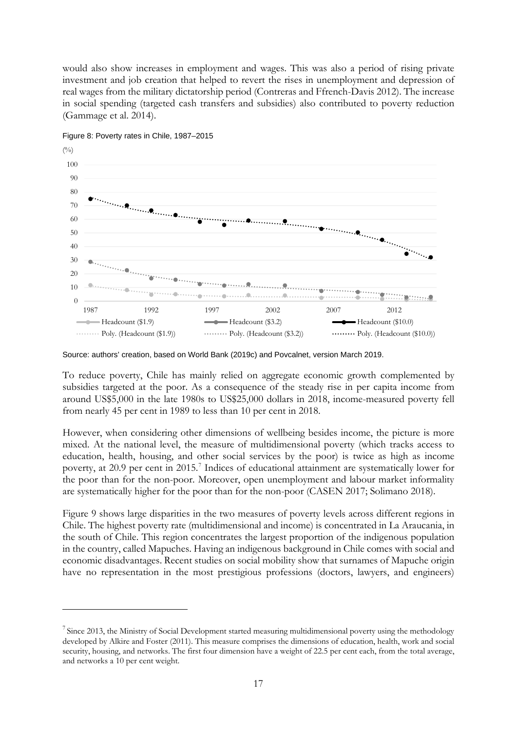would also show increases in employment and wages. This was also a period of rising private investment and job creation that helped to revert the rises in unemployment and depression of real wages from the military dictatorship period (Contreras and Ffrench-Davis 2012). The increase in social spending (targeted cash transfers and subsidies) also contributed to poverty reduction (Gammage et al. 2014).

Figure 8: Poverty rates in Chile, 1987–2015

Source: authors' creation, based on World Bank (2019c) and Povcalnet, version March 2019.

To reduce poverty, Chile has mainly relied on aggregate economic growth complemented by subsidies targeted at the poor. As a consequence of the steady rise in per capita income from around US$5,000 in the late 1980s to US$25,000 dollars in 2018, income-measured poverty fell from nearly 45 per cent in 1989 to less than 10 per cent in 2018.

However, when considering other dimensions of wellbeing besides income, the picture is more mixed. At the national level, the measure of multidimensional poverty (which tracks access to education, health, housing, and other social services by the poor) is twice as high as income poverty, at 20.9 per cent in 2015.[7] Indices of educational attainment are systematically lower for the poor than for the non-poor. Moreover, open unemployment and labour market informality are systematically higher for the poor than for the non-poor (CASEN 2017; Solimano 2018).

Figure 9 shows large disparities in the two measures of poverty levels across different regions in Chile. The highest poverty rate (multidimensional and income) is concentrated in La Araucania, in the south of Chile. This region concentrates the largest proportion of the indigenous population in the country, called Mapuches. Having an indigenous background in Chile comes with social and economic disadvantages. Recent studies on social mobility show that surnames of Mapuche origin have no representation in the most prestigious professions (doctors, lawyers, and engineers)

[7] Since 2013, the Ministry of Social Development started measuring multidimensional poverty using the methodology developed by Alkire and Foster (2011). This measure comprises the dimensions of education, health, work and social security, housing, and networks. The first four dimension have a weight of 22.5 per cent each, from the total average, and networks a 10 per cent weight.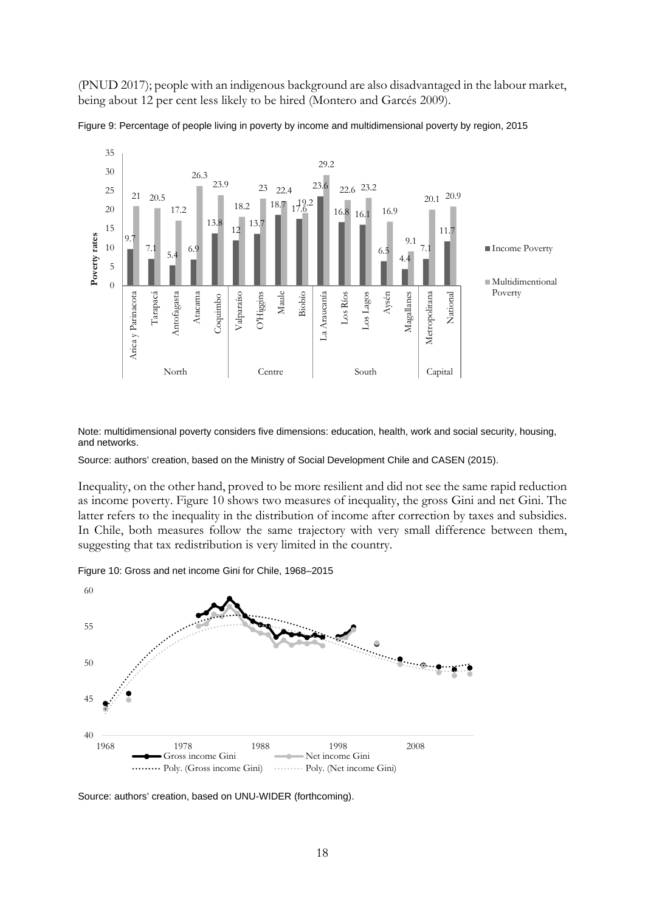(PNUD 2017); people with an indigenous background are also disadvantaged in the labour market, being about 12 per cent less likely to be hired (Montero and Garcés 2009).

Figure 9: Percentage of people living in poverty by income and multidimensional poverty by region, 2015

| Macro-region | Region | Income Poverty | Multidimentional Poverty |
|---|---|---|---|
| North | Arica y Parinacota | 9.7 | 21 |
| | Tarapacá | 7.1 | 20.5 |
| | Antofagasta | 5.4 | 17.2 |
| | Atacama | 6.9 | 26.3 |
| | Coquimbo | 13.8 | 23.9 |
| Centre | Valparaíso | 12 | 18.2 |
| | O'Higgins | 13.7 | 23 |
| | Maule | 18.7 | 22.4 |
| | Biobío | 17.6 | 19.2 |
| South | La Araucanía | 23.6 | 29.2 |
| | Los Ríos | 16.8 | 22.6 |
| | Los Lagos | 16.1 | 23.2 |
| | Aysén | 6.5 | 16.9 |
| | Magallanes | 4.4 | 9.1 |
| Capital | Metropolitana | 7.1 | 20.1 |
| | National | 11.7 | 20.9 |

Note: multidimensional poverty considers five dimensions: education, health, work and social security, housing, and networks.

Source: authors' creation, based on the Ministry of Social Development Chile and CASEN (2015).

Inequality, on the other hand, proved to be more resilient and did not see the same rapid reduction as income poverty. Figure 10 shows two measures of inequality, the gross Gini and net Gini. The latter refers to the inequality in the distribution of income after correction by taxes and subsidies. In Chile, both measures follow the same trajectory with very small difference between them, suggesting that tax redistribution is very limited in the country.

Figure 10: Gross and net income Gini for Chile, 1968–2015

Source: authors' creation, based on UNU-WIDER (forthcoming).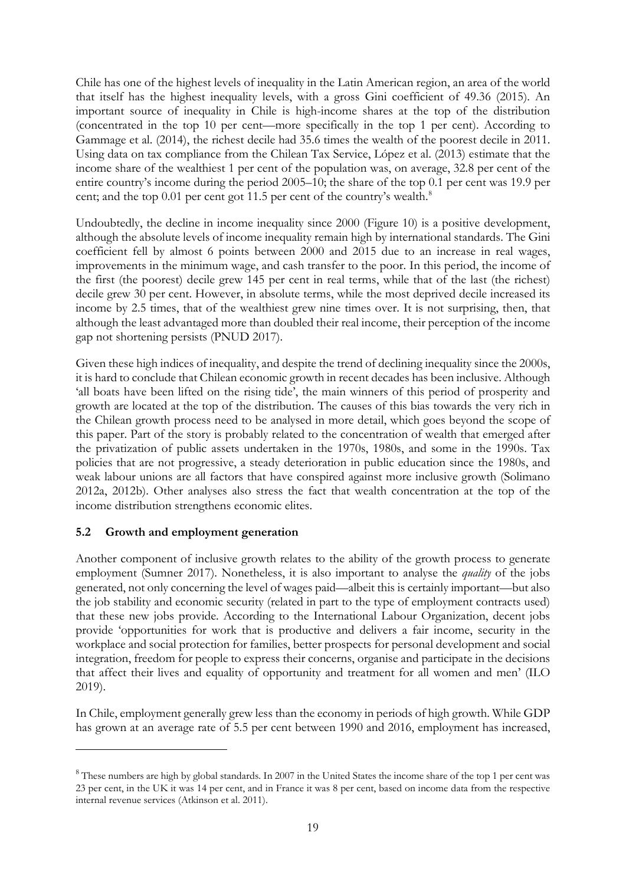Chile has one of the highest levels of inequality in the Latin American region, an area of the world that itself has the highest inequality levels, with a gross Gini coefficient of 49.36 (2015). An important source of inequality in Chile is high-income shares at the top of the distribution (concentrated in the top 10 per cent—more specifically in the top 1 per cent). According to Gammage et al. (2014), the richest decile had 35.6 times the wealth of the poorest decile in 2011. Using data on tax compliance from the Chilean Tax Service, López et al. (2013) estimate that the income share of the wealthiest 1 per cent of the population was, on average, 32.8 per cent of the entire country's income during the period 2005–10; the share of the top 0.1 per cent was 19.9 per cent; and the top 0.01 per cent got 11.5 per cent of the country's wealth.[8]

Undoubtedly, the decline in income inequality since 2000 (Figure 10) is a positive development, although the absolute levels of income inequality remain high by international standards. The Gini coefficient fell by almost 6 points between 2000 and 2015 due to an increase in real wages, improvements in the minimum wage, and cash transfer to the poor. In this period, the income of the first (the poorest) decile grew 145 per cent in real terms, while that of the last (the richest) decile grew 30 per cent. However, in absolute terms, while the most deprived decile increased its income by 2.5 times, that of the wealthiest grew nine times over. It is not surprising, then, that although the least advantaged more than doubled their real income, their perception of the income gap not shortening persists (PNUD 2017).

Given these high indices of inequality, and despite the trend of declining inequality since the 2000s, it is hard to conclude that Chilean economic growth in recent decades has been inclusive. Although 'all boats have been lifted on the rising tide', the main winners of this period of prosperity and growth are located at the top of the distribution. The causes of this bias towards the very rich in the Chilean growth process need to be analysed in more detail, which goes beyond the scope of this paper. Part of the story is probably related to the concentration of wealth that emerged after the privatization of public assets undertaken in the 1970s, 1980s, and some in the 1990s. Tax policies that are not progressive, a steady deterioration in public education since the 1980s, and weak labour unions are all factors that have conspired against more inclusive growth (Solimano 2012a, 2012b). Other analyses also stress the fact that wealth concentration at the top of the income distribution strengthens economic elites.

### 5.2 Growth and employment generation

Another component of inclusive growth relates to the ability of the growth process to generate employment (Sumner 2017). Nonetheless, it is also important to analyse the *quality* of the jobs generated, not only concerning the level of wages paid—albeit this is certainly important—but also the job stability and economic security (related in part to the type of employment contracts used) that these new jobs provide. According to the International Labour Organization, decent jobs provide 'opportunities for work that is productive and delivers a fair income, security in the workplace and social protection for families, better prospects for personal development and social integration, freedom for people to express their concerns, organise and participate in the decisions that affect their lives and equality of opportunity and treatment for all women and men' (ILO 2019).

In Chile, employment generally grew less than the economy in periods of high growth. While GDP has grown at an average rate of 5.5 per cent between 1990 and 2016, employment has increased,

---

[8] These numbers are high by global standards. In 2007 in the United States the income share of the top 1 per cent was 23 per cent, in the UK it was 14 per cent, and in France it was 8 per cent, based on income data from the respective internal revenue services (Atkinson et al. 2011).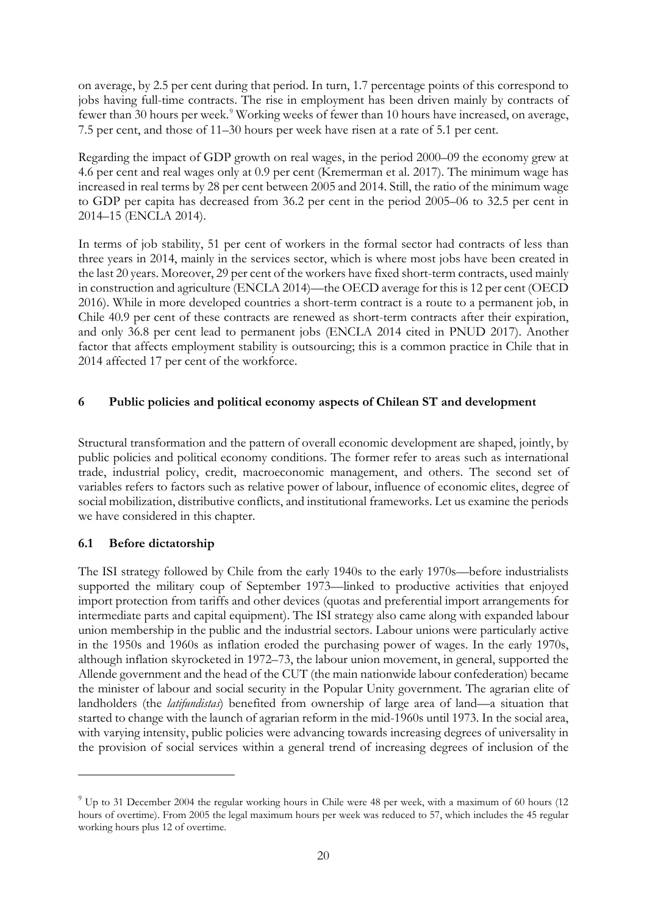on average, by 2.5 per cent during that period. In turn, 1.7 percentage points of this correspond to jobs having full-time contracts. The rise in employment has been driven mainly by contracts of fewer than 30 hours per week.[9] Working weeks of fewer than 10 hours have increased, on average, 7.5 per cent, and those of 11–30 hours per week have risen at a rate of 5.1 per cent.

Regarding the impact of GDP growth on real wages, in the period 2000–09 the economy grew at 4.6 per cent and real wages only at 0.9 per cent (Kremerman et al. 2017). The minimum wage has increased in real terms by 28 per cent between 2005 and 2014. Still, the ratio of the minimum wage to GDP per capita has decreased from 36.2 per cent in the period 2005–06 to 32.5 per cent in 2014–15 (ENCLA 2014).

In terms of job stability, 51 per cent of workers in the formal sector had contracts of less than three years in 2014, mainly in the services sector, which is where most jobs have been created in the last 20 years. Moreover, 29 per cent of the workers have fixed short-term contracts, used mainly in construction and agriculture (ENCLA 2014)—the OECD average for this is 12 per cent (OECD 2016). While in more developed countries a short-term contract is a route to a permanent job, in Chile 40.9 per cent of these contracts are renewed as short-term contracts after their expiration, and only 36.8 per cent lead to permanent jobs (ENCLA 2014 cited in PNUD 2017). Another factor that affects employment stability is outsourcing; this is a common practice in Chile that in 2014 affected 17 per cent of the workforce.

## 6 Public policies and political economy aspects of Chilean ST and development

Structural transformation and the pattern of overall economic development are shaped, jointly, by public policies and political economy conditions. The former refer to areas such as international trade, industrial policy, credit, macroeconomic management, and others. The second set of variables refers to factors such as relative power of labour, influence of economic elites, degree of social mobilization, distributive conflicts, and institutional frameworks. Let us examine the periods we have considered in this chapter.

### 6.1 Before dictatorship

The ISI strategy followed by Chile from the early 1940s to the early 1970s—before industrialists supported the military coup of September 1973—linked to productive activities that enjoyed import protection from tariffs and other devices (quotas and preferential import arrangements for intermediate parts and capital equipment). The ISI strategy also came along with expanded labour union membership in the public and the industrial sectors. Labour unions were particularly active in the 1950s and 1960s as inflation eroded the purchasing power of wages. In the early 1970s, although inflation skyrocketed in 1972–73, the labour union movement, in general, supported the Allende government and the head of the CUT (the main nationwide labour confederation) became the minister of labour and social security in the Popular Unity government. The agrarian elite of landholders (the *latifundistas*) benefited from ownership of large area of land—a situation that started to change with the launch of agrarian reform in the mid-1960s until 1973. In the social area, with varying intensity, public policies were advancing towards increasing degrees of universality in the provision of social services within a general trend of increasing degrees of inclusion of the

[9] Up to 31 December 2004 the regular working hours in Chile were 48 per week, with a maximum of 60 hours (12 hours of overtime). From 2005 the legal maximum hours per week was reduced to 57, which includes the 45 regular working hours plus 12 of overtime.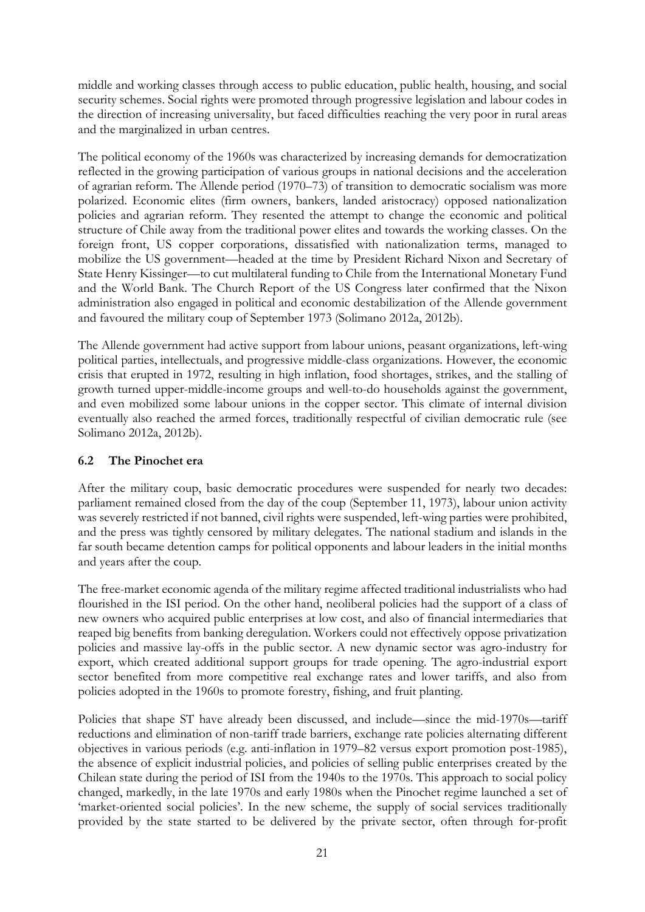middle and working classes through access to public education, public health, housing, and social security schemes. Social rights were promoted through progressive legislation and labour codes in the direction of increasing universality, but faced difficulties reaching the very poor in rural areas and the marginalized in urban centres.

The political economy of the 1960s was characterized by increasing demands for democratization reflected in the growing participation of various groups in national decisions and the acceleration of agrarian reform. The Allende period (1970–73) of transition to democratic socialism was more polarized. Economic elites (firm owners, bankers, landed aristocracy) opposed nationalization policies and agrarian reform. They resented the attempt to change the economic and political structure of Chile away from the traditional power elites and towards the working classes. On the foreign front, US copper corporations, dissatisfied with nationalization terms, managed to mobilize the US government—headed at the time by President Richard Nixon and Secretary of State Henry Kissinger—to cut multilateral funding to Chile from the International Monetary Fund and the World Bank. The Church Report of the US Congress later confirmed that the Nixon administration also engaged in political and economic destabilization of the Allende government and favoured the military coup of September 1973 (Solimano 2012a, 2012b).

The Allende government had active support from labour unions, peasant organizations, left-wing political parties, intellectuals, and progressive middle-class organizations. However, the economic crisis that erupted in 1972, resulting in high inflation, food shortages, strikes, and the stalling of growth turned upper-middle-income groups and well-to-do households against the government, and even mobilized some labour unions in the copper sector. This climate of internal division eventually also reached the armed forces, traditionally respectful of civilian democratic rule (see Solimano 2012a, 2012b).

### 6.2 The Pinochet era

After the military coup, basic democratic procedures were suspended for nearly two decades: parliament remained closed from the day of the coup (September 11, 1973), labour union activity was severely restricted if not banned, civil rights were suspended, left-wing parties were prohibited, and the press was tightly censored by military delegates. The national stadium and islands in the far south became detention camps for political opponents and labour leaders in the initial months and years after the coup.

The free-market economic agenda of the military regime affected traditional industrialists who had flourished in the ISI period. On the other hand, neoliberal policies had the support of a class of new owners who acquired public enterprises at low cost, and also of financial intermediaries that reaped big benefits from banking deregulation. Workers could not effectively oppose privatization policies and massive lay-offs in the public sector. A new dynamic sector was agro-industry for export, which created additional support groups for trade opening. The agro-industrial export sector benefited from more competitive real exchange rates and lower tariffs, and also from policies adopted in the 1960s to promote forestry, fishing, and fruit planting.

Policies that shape ST have already been discussed, and include—since the mid-1970s—tariff reductions and elimination of non-tariff trade barriers, exchange rate policies alternating different objectives in various periods (e.g. anti-inflation in 1979–82 versus export promotion post-1985), the absence of explicit industrial policies, and policies of selling public enterprises created by the Chilean state during the period of ISI from the 1940s to the 1970s. This approach to social policy changed, markedly, in the late 1970s and early 1980s when the Pinochet regime launched a set of 'market-oriented social policies'. In the new scheme, the supply of social services traditionally provided by the state started to be delivered by the private sector, often through for-profit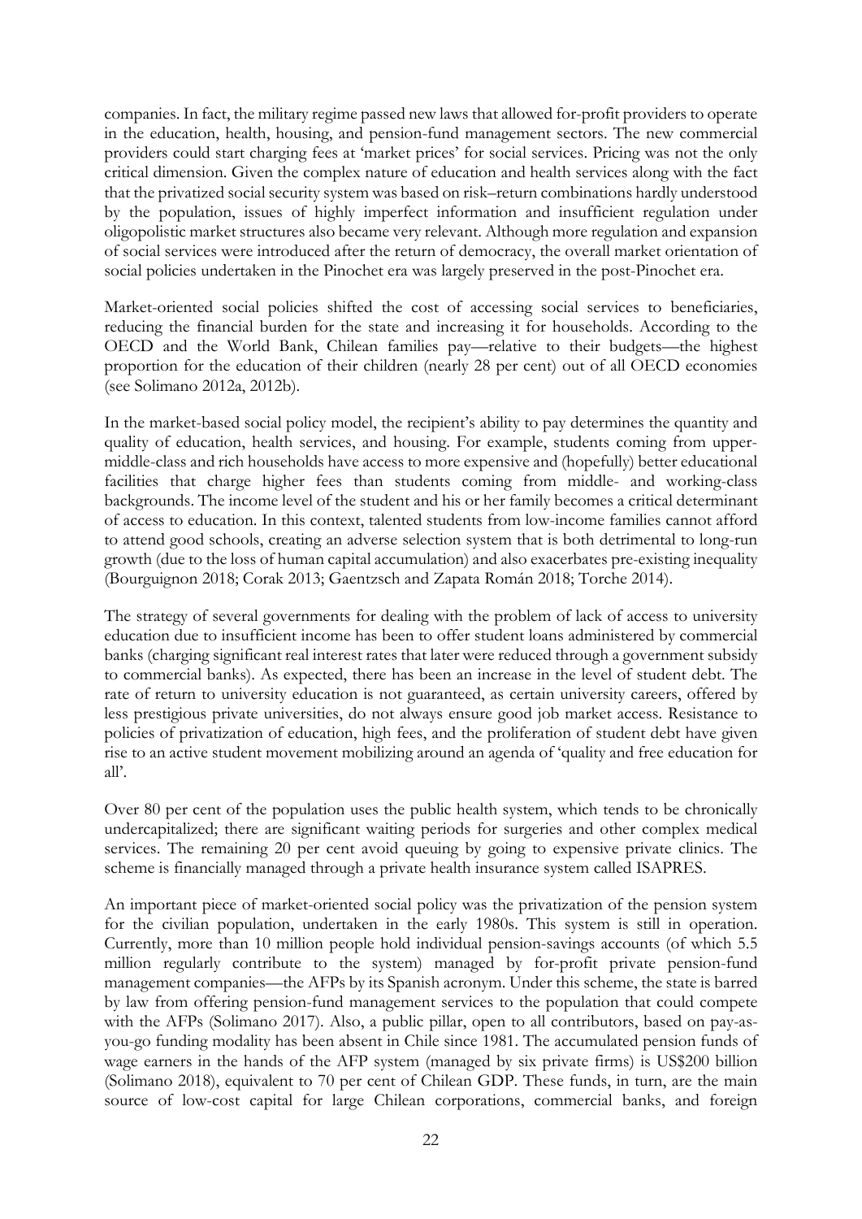companies. In fact, the military regime passed new laws that allowed for-profit providers to operate in the education, health, housing, and pension-fund management sectors. The new commercial providers could start charging fees at 'market prices' for social services. Pricing was not the only critical dimension. Given the complex nature of education and health services along with the fact that the privatized social security system was based on risk–return combinations hardly understood by the population, issues of highly imperfect information and insufficient regulation under oligopolistic market structures also became very relevant. Although more regulation and expansion of social services were introduced after the return of democracy, the overall market orientation of social policies undertaken in the Pinochet era was largely preserved in the post-Pinochet era.

Market-oriented social policies shifted the cost of accessing social services to beneficiaries, reducing the financial burden for the state and increasing it for households. According to the OECD and the World Bank, Chilean families pay—relative to their budgets—the highest proportion for the education of their children (nearly 28 per cent) out of all OECD economies (see Solimano 2012a, 2012b).

In the market-based social policy model, the recipient's ability to pay determines the quantity and quality of education, health services, and housing. For example, students coming from upper-middle-class and rich households have access to more expensive and (hopefully) better educational facilities that charge higher fees than students coming from middle- and working-class backgrounds. The income level of the student and his or her family becomes a critical determinant of access to education. In this context, talented students from low-income families cannot afford to attend good schools, creating an adverse selection system that is both detrimental to long-run growth (due to the loss of human capital accumulation) and also exacerbates pre-existing inequality (Bourguignon 2018; Corak 2013; Gaentzsch and Zapata Román 2018; Torche 2014).

The strategy of several governments for dealing with the problem of lack of access to university education due to insufficient income has been to offer student loans administered by commercial banks (charging significant real interest rates that later were reduced through a government subsidy to commercial banks). As expected, there has been an increase in the level of student debt. The rate of return to university education is not guaranteed, as certain university careers, offered by less prestigious private universities, do not always ensure good job market access. Resistance to policies of privatization of education, high fees, and the proliferation of student debt have given rise to an active student movement mobilizing around an agenda of 'quality and free education for all'.

Over 80 per cent of the population uses the public health system, which tends to be chronically undercapitalized; there are significant waiting periods for surgeries and other complex medical services. The remaining 20 per cent avoid queuing by going to expensive private clinics. The scheme is financially managed through a private health insurance system called ISAPRES.

An important piece of market-oriented social policy was the privatization of the pension system for the civilian population, undertaken in the early 1980s. This system is still in operation. Currently, more than 10 million people hold individual pension-savings accounts (of which 5.5 million regularly contribute to the system) managed by for-profit private pension-fund management companies—the AFPs by its Spanish acronym. Under this scheme, the state is barred by law from offering pension-fund management services to the population that could compete with the AFPs (Solimano 2017). Also, a public pillar, open to all contributors, based on pay-as-you-go funding modality has been absent in Chile since 1981. The accumulated pension funds of wage earners in the hands of the AFP system (managed by six private firms) is US$200 billion (Solimano 2018), equivalent to 70 per cent of Chilean GDP. These funds, in turn, are the main source of low-cost capital for large Chilean corporations, commercial banks, and foreign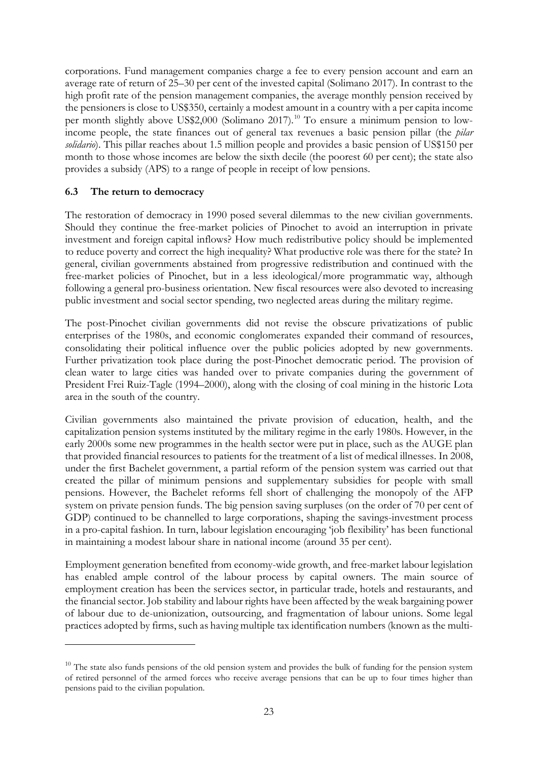corporations. Fund management companies charge a fee to every pension account and earn an average rate of return of 25–30 per cent of the invested capital (Solimano 2017). In contrast to the high profit rate of the pension management companies, the average monthly pension received by the pensioners is close to US$350, certainly a modest amount in a country with a per capita income per month slightly above US$2,000 (Solimano 2017).[10] To ensure a minimum pension to low-income people, the state finances out of general tax revenues a basic pension pillar (the *pilar solidario*). This pillar reaches about 1.5 million people and provides a basic pension of US$150 per month to those whose incomes are below the sixth decile (the poorest 60 per cent); the state also provides a subsidy (APS) to a range of people in receipt of low pensions.

### 6.3 The return to democracy

The restoration of democracy in 1990 posed several dilemmas to the new civilian governments. Should they continue the free-market policies of Pinochet to avoid an interruption in private investment and foreign capital inflows? How much redistributive policy should be implemented to reduce poverty and correct the high inequality? What productive role was there for the state? In general, civilian governments abstained from progressive redistribution and continued with the free-market policies of Pinochet, but in a less ideological/more programmatic way, although following a general pro-business orientation. New fiscal resources were also devoted to increasing public investment and social sector spending, two neglected areas during the military regime.

The post-Pinochet civilian governments did not revise the obscure privatizations of public enterprises of the 1980s, and economic conglomerates expanded their command of resources, consolidating their political influence over the public policies adopted by new governments. Further privatization took place during the post-Pinochet democratic period. The provision of clean water to large cities was handed over to private companies during the government of President Frei Ruiz-Tagle (1994–2000), along with the closing of coal mining in the historic Lota area in the south of the country.

Civilian governments also maintained the private provision of education, health, and the capitalization pension systems instituted by the military regime in the early 1980s. However, in the early 2000s some new programmes in the health sector were put in place, such as the AUGE plan that provided financial resources to patients for the treatment of a list of medical illnesses. In 2008, under the first Bachelet government, a partial reform of the pension system was carried out that created the pillar of minimum pensions and supplementary subsidies for people with small pensions. However, the Bachelet reforms fell short of challenging the monopoly of the AFP system on private pension funds. The big pension saving surpluses (on the order of 70 per cent of GDP) continued to be channelled to large corporations, shaping the savings-investment process in a pro-capital fashion. In turn, labour legislation encouraging 'job flexibility' has been functional in maintaining a modest labour share in national income (around 35 per cent).

Employment generation benefited from economy-wide growth, and free-market labour legislation has enabled ample control of the labour process by capital owners. The main source of employment creation has been the services sector, in particular trade, hotels and restaurants, and the financial sector. Job stability and labour rights have been affected by the weak bargaining power of labour due to de-unionization, outsourcing, and fragmentation of labour unions. Some legal practices adopted by firms, such as having multiple tax identification numbers (known as the multi-

[10] The state also funds pensions of the old pension system and provides the bulk of funding for the pension system of retired personnel of the armed forces who receive average pensions that can be up to four times higher than pensions paid to the civilian population.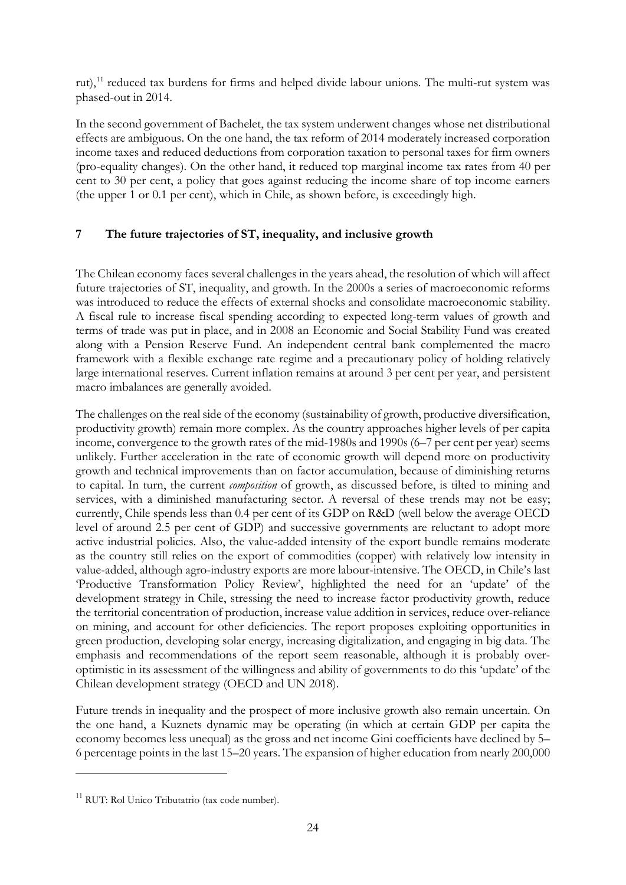rut),[11] reduced tax burdens for firms and helped divide labour unions. The multi-rut system was phased-out in 2014.

In the second government of Bachelet, the tax system underwent changes whose net distributional effects are ambiguous. On the one hand, the tax reform of 2014 moderately increased corporation income taxes and reduced deductions from corporation taxation to personal taxes for firm owners (pro-equality changes). On the other hand, it reduced top marginal income tax rates from 40 per cent to 30 per cent, a policy that goes against reducing the income share of top income earners (the upper 1 or 0.1 per cent), which in Chile, as shown before, is exceedingly high.

## 7 The future trajectories of ST, inequality, and inclusive growth

The Chilean economy faces several challenges in the years ahead, the resolution of which will affect future trajectories of ST, inequality, and growth. In the 2000s a series of macroeconomic reforms was introduced to reduce the effects of external shocks and consolidate macroeconomic stability. A fiscal rule to increase fiscal spending according to expected long-term values of growth and terms of trade was put in place, and in 2008 an Economic and Social Stability Fund was created along with a Pension Reserve Fund. An independent central bank complemented the macro framework with a flexible exchange rate regime and a precautionary policy of holding relatively large international reserves. Current inflation remains at around 3 per cent per year, and persistent macro imbalances are generally avoided.

The challenges on the real side of the economy (sustainability of growth, productive diversification, productivity growth) remain more complex. As the country approaches higher levels of per capita income, convergence to the growth rates of the mid-1980s and 1990s (6–7 per cent per year) seems unlikely. Further acceleration in the rate of economic growth will depend more on productivity growth and technical improvements than on factor accumulation, because of diminishing returns to capital. In turn, the current *composition* of growth, as discussed before, is tilted to mining and services, with a diminished manufacturing sector. A reversal of these trends may not be easy; currently, Chile spends less than 0.4 per cent of its GDP on R&D (well below the average OECD level of around 2.5 per cent of GDP) and successive governments are reluctant to adopt more active industrial policies. Also, the value-added intensity of the export bundle remains moderate as the country still relies on the export of commodities (copper) with relatively low intensity in value-added, although agro-industry exports are more labour-intensive. The OECD, in Chile's last 'Productive Transformation Policy Review', highlighted the need for an 'update' of the development strategy in Chile, stressing the need to increase factor productivity growth, reduce the territorial concentration of production, increase value addition in services, reduce over-reliance on mining, and account for other deficiencies. The report proposes exploiting opportunities in green production, developing solar energy, increasing digitalization, and engaging in big data. The emphasis and recommendations of the report seem reasonable, although it is probably over-optimistic in its assessment of the willingness and ability of governments to do this 'update' of the Chilean development strategy (OECD and UN 2018).

Future trends in inequality and the prospect of more inclusive growth also remain uncertain. On the one hand, a Kuznets dynamic may be operating (in which at certain GDP per capita the economy becomes less unequal) as the gross and net income Gini coefficients have declined by 5–6 percentage points in the last 15–20 years. The expansion of higher education from nearly 200,000

[11] RUT: Rol Unico Tributatrio (tax code number).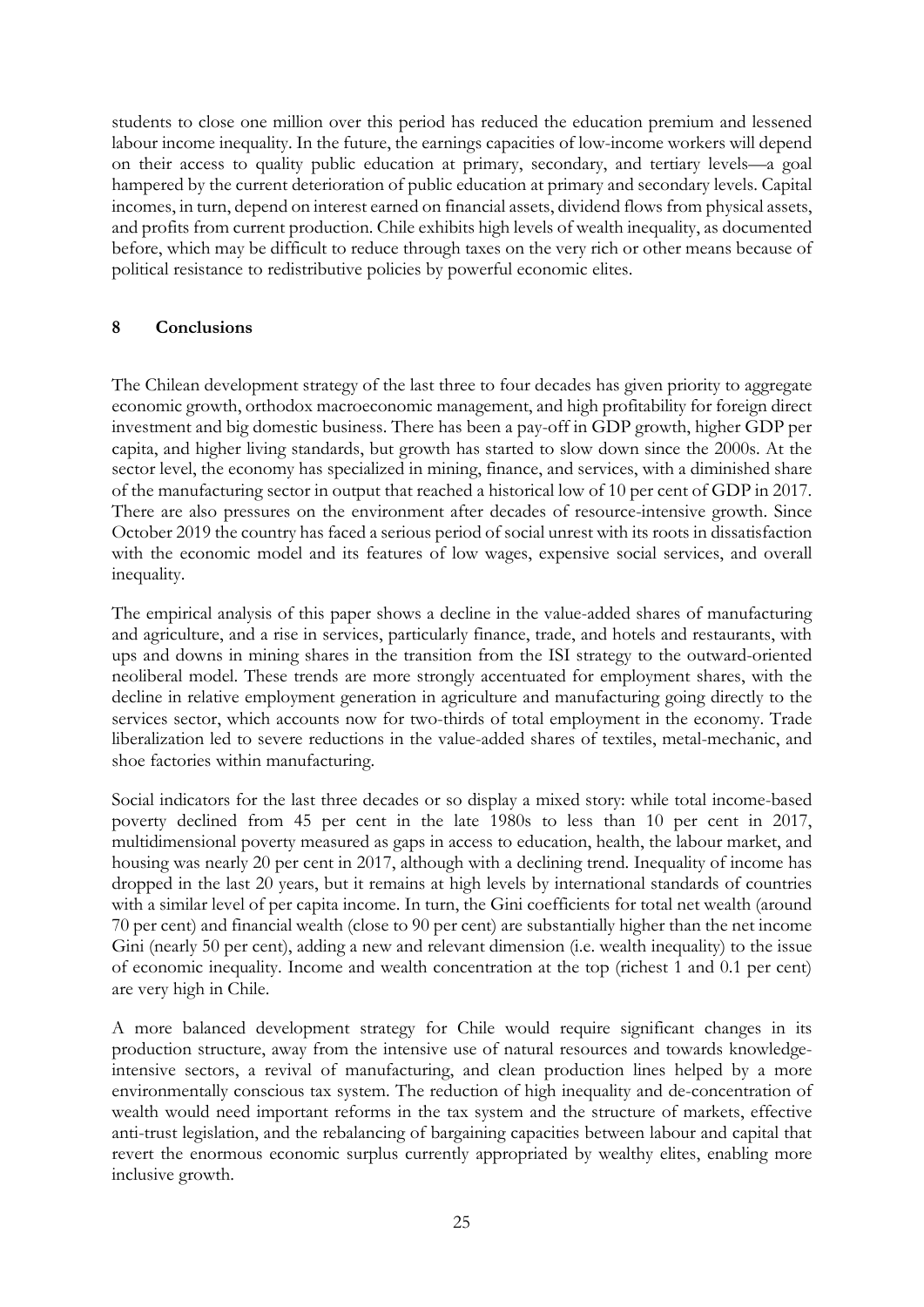students to close one million over this period has reduced the education premium and lessened labour income inequality. In the future, the earnings capacities of low-income workers will depend on their access to quality public education at primary, secondary, and tertiary levels—a goal hampered by the current deterioration of public education at primary and secondary levels. Capital incomes, in turn, depend on interest earned on financial assets, dividend flows from physical assets, and profits from current production. Chile exhibits high levels of wealth inequality, as documented before, which may be difficult to reduce through taxes on the very rich or other means because of political resistance to redistributive policies by powerful economic elites.

## 8 Conclusions

The Chilean development strategy of the last three to four decades has given priority to aggregate economic growth, orthodox macroeconomic management, and high profitability for foreign direct investment and big domestic business. There has been a pay-off in GDP growth, higher GDP per capita, and higher living standards, but growth has started to slow down since the 2000s. At the sector level, the economy has specialized in mining, finance, and services, with a diminished share of the manufacturing sector in output that reached a historical low of 10 per cent of GDP in 2017. There are also pressures on the environment after decades of resource-intensive growth. Since October 2019 the country has faced a serious period of social unrest with its roots in dissatisfaction with the economic model and its features of low wages, expensive social services, and overall inequality.

The empirical analysis of this paper shows a decline in the value-added shares of manufacturing and agriculture, and a rise in services, particularly finance, trade, and hotels and restaurants, with ups and downs in mining shares in the transition from the ISI strategy to the outward-oriented neoliberal model. These trends are more strongly accentuated for employment shares, with the decline in relative employment generation in agriculture and manufacturing going directly to the services sector, which accounts now for two-thirds of total employment in the economy. Trade liberalization led to severe reductions in the value-added shares of textiles, metal-mechanic, and shoe factories within manufacturing.

Social indicators for the last three decades or so display a mixed story: while total income-based poverty declined from 45 per cent in the late 1980s to less than 10 per cent in 2017, multidimensional poverty measured as gaps in access to education, health, the labour market, and housing was nearly 20 per cent in 2017, although with a declining trend. Inequality of income has dropped in the last 20 years, but it remains at high levels by international standards of countries with a similar level of per capita income. In turn, the Gini coefficients for total net wealth (around 70 per cent) and financial wealth (close to 90 per cent) are substantially higher than the net income Gini (nearly 50 per cent), adding a new and relevant dimension (i.e. wealth inequality) to the issue of economic inequality. Income and wealth concentration at the top (richest 1 and 0.1 per cent) are very high in Chile.

A more balanced development strategy for Chile would require significant changes in its production structure, away from the intensive use of natural resources and towards knowledge-intensive sectors, a revival of manufacturing, and clean production lines helped by a more environmentally conscious tax system. The reduction of high inequality and de-concentration of wealth would need important reforms in the tax system and the structure of markets, effective anti-trust legislation, and the rebalancing of bargaining capacities between labour and capital that revert the enormous economic surplus currently appropriated by wealthy elites, enabling more inclusive growth.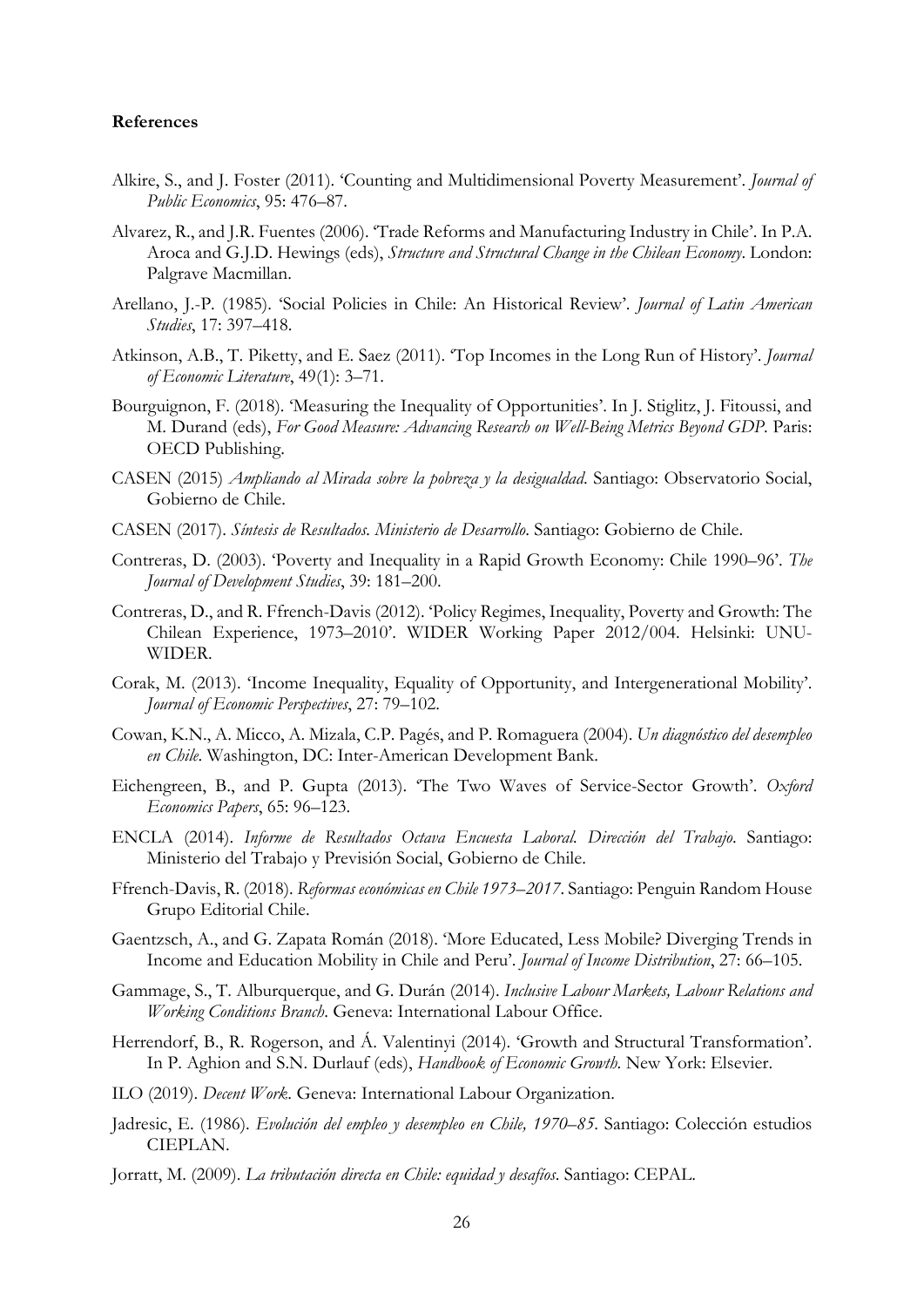**References**

Alkire, S., and J. Foster (2011). 'Counting and Multidimensional Poverty Measurement'. *Journal of Public Economics*, 95: 476–87.

Alvarez, R., and J.R. Fuentes (2006). 'Trade Reforms and Manufacturing Industry in Chile'. In P.A. Aroca and G.J.D. Hewings (eds), *Structure and Structural Change in the Chilean Economy*. London: Palgrave Macmillan.

Arellano, J.-P. (1985). 'Social Policies in Chile: An Historical Review'. *Journal of Latin American Studies*, 17: 397–418.

Atkinson, A.B., T. Piketty, and E. Saez (2011). 'Top Incomes in the Long Run of History'. *Journal of Economic Literature*, 49(1): 3–71.

Bourguignon, F. (2018). 'Measuring the Inequality of Opportunities'. In J. Stiglitz, J. Fitoussi, and M. Durand (eds), *For Good Measure: Advancing Research on Well-Being Metrics Beyond GDP*. Paris: OECD Publishing.

CASEN (2015) *Ampliando al Mirada sobre la pobreza y la desigualdad*. Santiago: Observatorio Social, Gobierno de Chile.

CASEN (2017). *Síntesis de Resultados. Ministerio de Desarrollo*. Santiago: Gobierno de Chile.

Contreras, D. (2003). 'Poverty and Inequality in a Rapid Growth Economy: Chile 1990–96'. *The Journal of Development Studies*, 39: 181–200.

Contreras, D., and R. Ffrench-Davis (2012). 'Policy Regimes, Inequality, Poverty and Growth: The Chilean Experience, 1973–2010'. WIDER Working Paper 2012/004. Helsinki: UNU-WIDER.

Corak, M. (2013). 'Income Inequality, Equality of Opportunity, and Intergenerational Mobility'. *Journal of Economic Perspectives*, 27: 79–102.

Cowan, K.N., A. Micco, A. Mizala, C.P. Pagés, and P. Romaguera (2004). *Un diagnóstico del desempleo en Chile*. Washington, DC: Inter-American Development Bank.

Eichengreen, B., and P. Gupta (2013). 'The Two Waves of Service-Sector Growth'. *Oxford Economics Papers*, 65: 96–123.

ENCLA (2014). *Informe de Resultados Octava Encuesta Laboral. Dirección del Trabajo*. Santiago: Ministerio del Trabajo y Previsión Social, Gobierno de Chile.

Ffrench-Davis, R. (2018). *Reformas económicas en Chile 1973–2017*. Santiago: Penguin Random House Grupo Editorial Chile.

Gaentzsch, A., and G. Zapata Román (2018). 'More Educated, Less Mobile? Diverging Trends in Income and Education Mobility in Chile and Peru'. *Journal of Income Distribution*, 27: 66–105.

Gammage, S., T. Alburquerque, and G. Durán (2014). *Inclusive Labour Markets, Labour Relations and Working Conditions Branch*. Geneva: International Labour Office.

Herrendorf, B., R. Rogerson, and Á. Valentinyi (2014). 'Growth and Structural Transformation'. In P. Aghion and S.N. Durlauf (eds), *Handbook of Economic Growth*. New York: Elsevier.

ILO (2019). *Decent Work*. Geneva: International Labour Organization.

Jadresic, E. (1986). *Evolución del empleo y desempleo en Chile, 1970–85*. Santiago: Colección estudios CIEPLAN.

Jorratt, M. (2009). *La tributación directa en Chile: equidad y desafíos*. Santiago: CEPAL.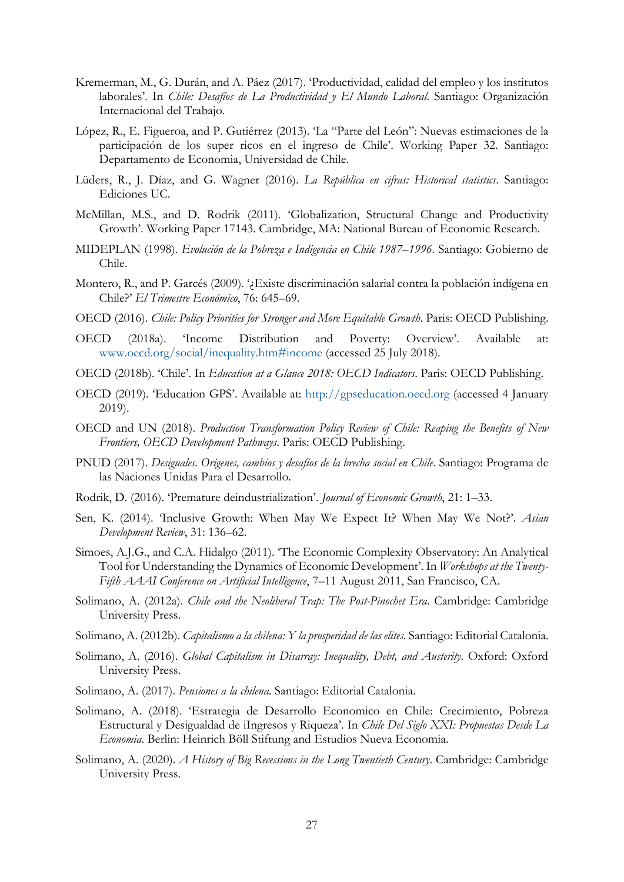Kremerman, M., G. Durán, and A. Páez (2017). 'Productividad, calidad del empleo y los institutos laborales'. In *Chile: Desafíos de La Productividad y El Mundo Laboral*. Santiago: Organización Internacional del Trabajo.

López, R., E. Figueroa, and P. Gutiérrez (2013). 'La "Parte del León": Nuevas estimaciones de la participación de los super ricos en el ingreso de Chile'. Working Paper 32. Santiago: Departamento de Economia, Universidad de Chile.

Lüders, R., J. Díaz, and G. Wagner (2016). *La República en cifras: Historical statistics*. Santiago: Ediciones UC.

McMillan, M.S., and D. Rodrik (2011). 'Globalization, Structural Change and Productivity Growth'. Working Paper 17143. Cambridge, MA: National Bureau of Economic Research.

MIDEPLAN (1998). *Evolución de la Pobreza e Indigencia en Chile 1987–1996*. Santiago: Gobierno de Chile.

Montero, R., and P. Garcés (2009). '¿Existe discriminación salarial contra la población indígena en Chile?' *El Trimestre Económico*, 76: 645–69.

OECD (2016). *Chile: Policy Priorities for Stronger and More Equitable Growth*. Paris: OECD Publishing.

OECD (2018a). 'Income Distribution and Poverty: Overview'. Available at: www.oecd.org/social/inequality.htm#income (accessed 25 July 2018).

OECD (2018b). 'Chile'. In *Education at a Glance 2018: OECD Indicators*. Paris: OECD Publishing.

OECD (2019). 'Education GPS'. Available at: http://gpseducation.oecd.org (accessed 4 January 2019).

OECD and UN (2018). *Production Transformation Policy Review of Chile: Reaping the Benefits of New Frontiers, OECD Development Pathways*. Paris: OECD Publishing.

PNUD (2017). *Desiguales. Orígenes, cambios y desafíos de la brecha social en Chile*. Santiago: Programa de las Naciones Unidas Para el Desarrollo.

Rodrik, D. (2016). 'Premature deindustrialization'. *Journal of Economic Growth*, 21: 1–33.

Sen, K. (2014). 'Inclusive Growth: When May We Expect It? When May We Not?'. *Asian Development Review*, 31: 136–62.

Simoes, A.J.G., and C.A. Hidalgo (2011). 'The Economic Complexity Observatory: An Analytical Tool for Understanding the Dynamics of Economic Development'. In *Workshops at the Twenty-Fifth AAAI Conference on Artificial Intelligence*, 7–11 August 2011, San Francisco, CA.

Solimano, A. (2012a). *Chile and the Neoliberal Trap: The Post-Pinochet Era*. Cambridge: Cambridge University Press.

Solimano, A. (2012b). *Capitalismo a la chilena: Y la prosperidad de las elites*. Santiago: Editorial Catalonia.

Solimano, A. (2016). *Global Capitalism in Disarray: Inequality, Debt, and Austerity*. Oxford: Oxford University Press.

Solimano, A. (2017). *Pensiones a la chilena*. Santiago: Editorial Catalonia.

Solimano, A. (2018). 'Estrategia de Desarrollo Economico en Chile: Crecimiento, Pobreza Estructural y Desigualdad de iIngresos y Riqueza'. In *Chile Del Siglo XXI: Propuestas Desde La Economia*. Berlin: Heinrich Böll Stiftung and Estudios Nueva Economia.

Solimano, A. (2020). *A History of Big Recessions in the Long Twentieth Century*. Cambridge: Cambridge University Press.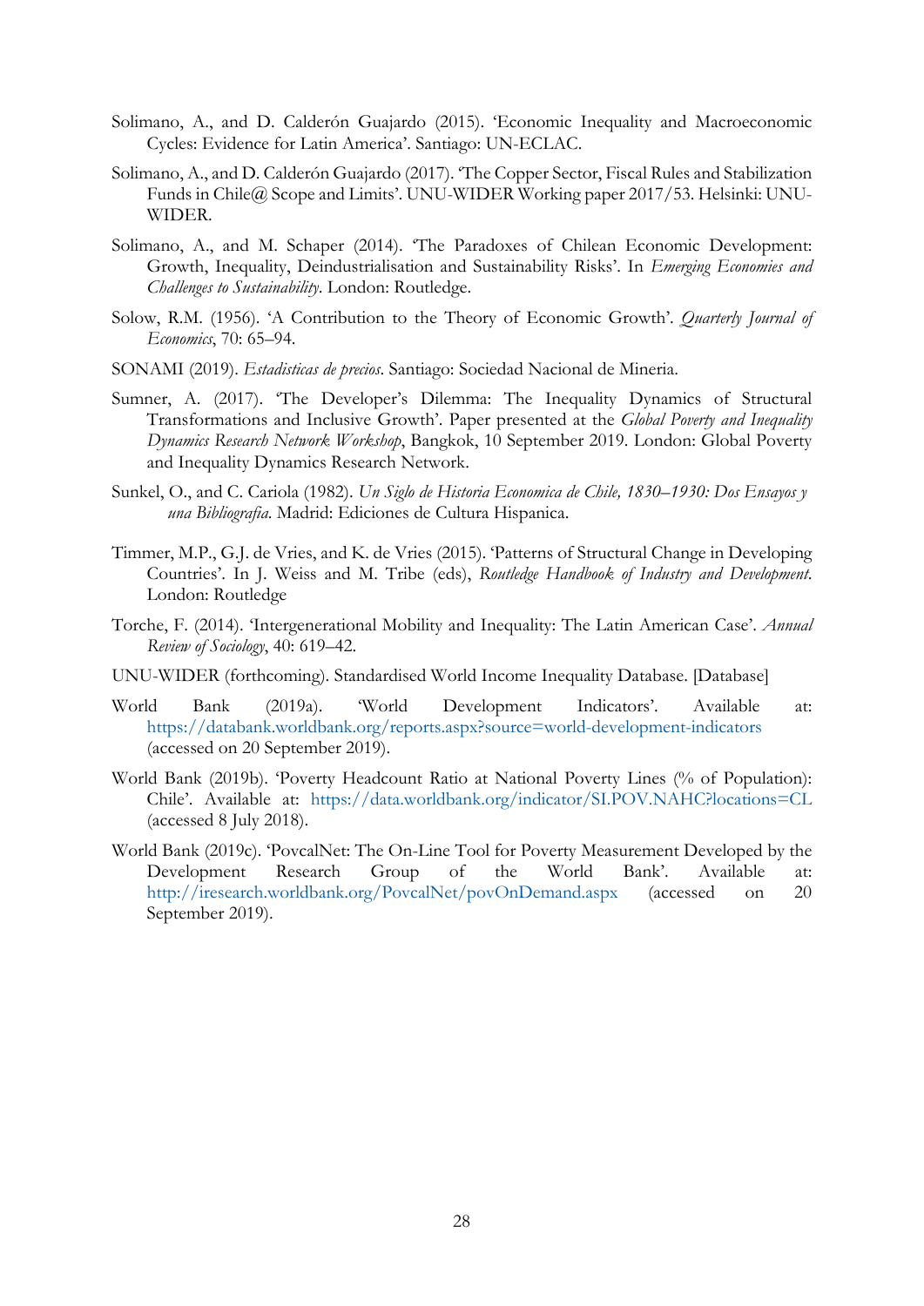Solimano, A., and D. Calderón Guajardo (2015). 'Economic Inequality and Macroeconomic Cycles: Evidence for Latin America'. Santiago: UN-ECLAC.

Solimano, A., and D. Calderón Guajardo (2017). 'The Copper Sector, Fiscal Rules and Stabilization Funds in Chile@ Scope and Limits'. UNU-WIDER Working paper 2017/53. Helsinki: UNU-WIDER.

Solimano, A., and M. Schaper (2014). 'The Paradoxes of Chilean Economic Development: Growth, Inequality, Deindustrialisation and Sustainability Risks'. In *Emerging Economies and Challenges to Sustainability*. London: Routledge.

Solow, R.M. (1956). 'A Contribution to the Theory of Economic Growth'. *Quarterly Journal of Economics*, 70: 65–94.

SONAMI (2019). *Estadisticas de precios*. Santiago: Sociedad Nacional de Mineria.

Sumner, A. (2017). 'The Developer's Dilemma: The Inequality Dynamics of Structural Transformations and Inclusive Growth'. Paper presented at the *Global Poverty and Inequality Dynamics Research Network Workshop*, Bangkok, 10 September 2019. London: Global Poverty and Inequality Dynamics Research Network.

Sunkel, O., and C. Cariola (1982). *Un Siglo de Historia Economica de Chile, 1830–1930: Dos Ensayos y una Bibliografia*. Madrid: Ediciones de Cultura Hispanica.

Timmer, M.P., G.J. de Vries, and K. de Vries (2015). 'Patterns of Structural Change in Developing Countries'. In J. Weiss and M. Tribe (eds), *Routledge Handbook of Industry and Development*. London: Routledge

Torche, F. (2014). 'Intergenerational Mobility and Inequality: The Latin American Case'. *Annual Review of Sociology*, 40: 619–42.

UNU-WIDER (forthcoming). Standardised World Income Inequality Database. [Database]

World Bank (2019a). 'World Development Indicators'. Available at: https://databank.worldbank.org/reports.aspx?source=world-development-indicators (accessed on 20 September 2019).

World Bank (2019b). 'Poverty Headcount Ratio at National Poverty Lines (% of Population): Chile'. Available at: https://data.worldbank.org/indicator/SI.POV.NAHC?locations=CL (accessed 8 July 2018).

World Bank (2019c). 'PovcalNet: The On-Line Tool for Poverty Measurement Developed by the Development Research Group of the World Bank'. Available at: http://iresearch.worldbank.org/PovcalNet/povOnDemand.aspx (accessed on 20 September 2019).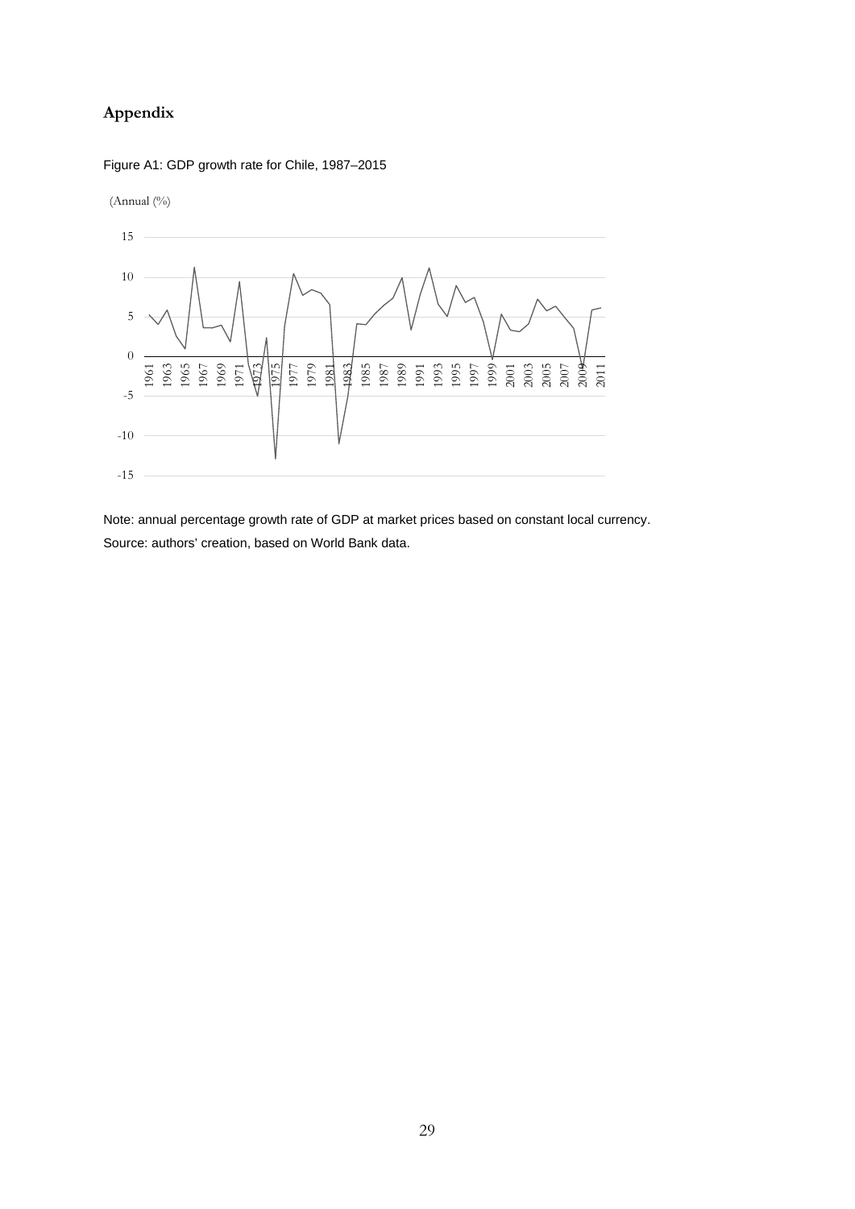# Appendix

Figure A1: GDP growth rate for Chile, 1987–2015

(Annual (%)

15
10
5
0
-5
-10
-15

1961
1963
1965
1967
1969
1971
1973
1975
1977
1979
1981
1983
1985
1987
1989
1991
1993
1995
1997
1999
2001
2003
2005
2007
2009
2011

Note: annual percentage growth rate of GDP at market prices based on constant local currency.
Source: authors' creation, based on World Bank data.